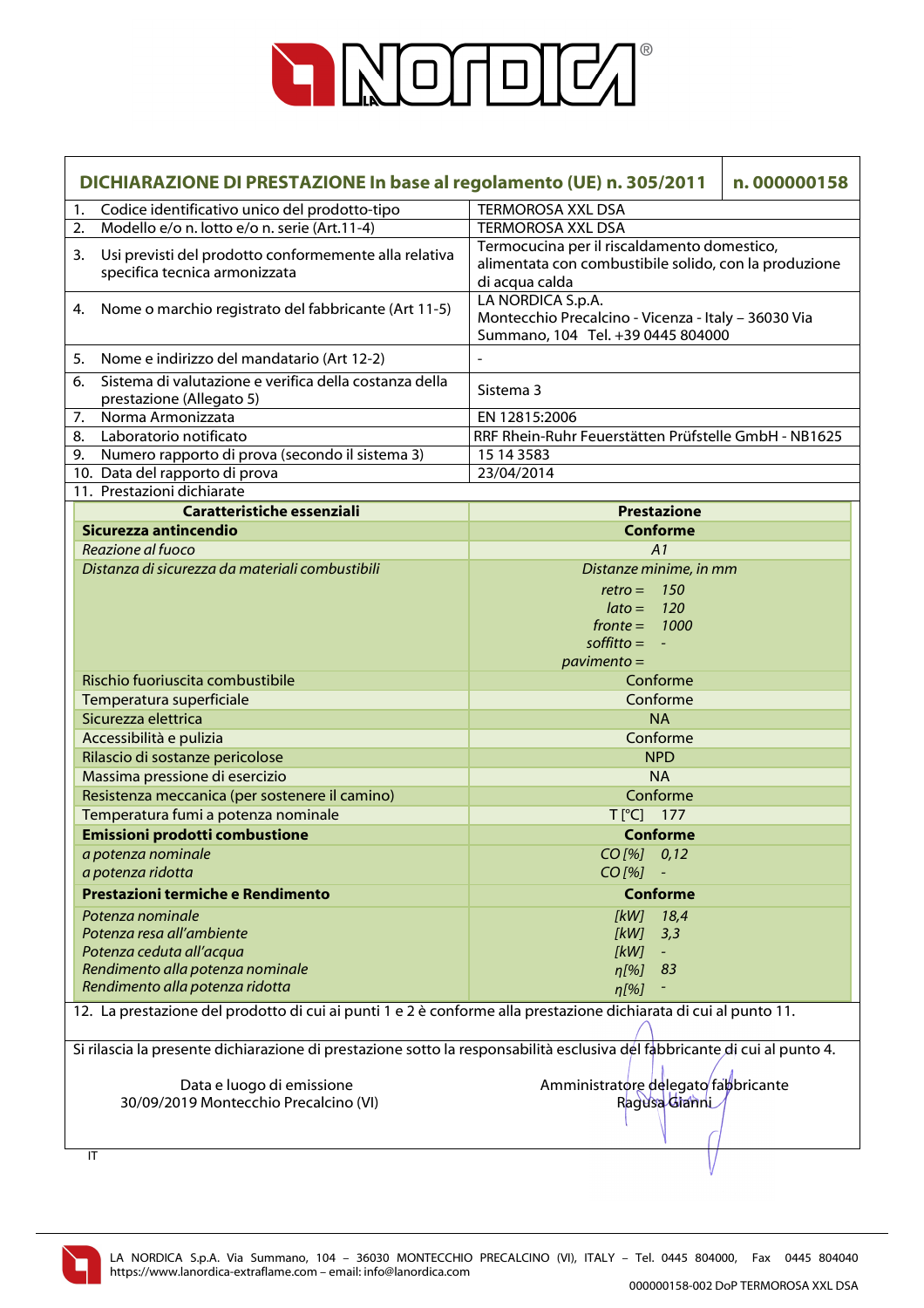| **DICHIARAZIONE DI PRESTAZIONE In base al regolamento (UE) n. 305/2011** | **n. 000000158** |
|---|---|
| 1. Codice identificativo unico del prodotto-tipo | TERMOROSA XXL DSA |
| 2. Modello e/o n. lotto e/o n. serie (Art.11-4) | TERMOROSA XXL DSA |
| 3. Usi previsti del prodotto conformemente alla relativa specifica tecnica armonizzata | Termocucina per il riscaldamento domestico, alimentata con combustibile solido, con la produzione di acqua calda |
| 4. Nome o marchio registrato del fabbricante (Art 11-5) | LA NORDICA S.p.A. Montecchio Precalcino - Vicenza - Italy – 36030 Via Summano, 104 Tel. +39 0445 804000 |
| 5. Nome e indirizzo del mandatario (Art 12-2) | - |
| 6. Sistema di valutazione e verifica della costanza della prestazione (Allegato 5) | Sistema 3 |
| 7. Norma Armonizzata | EN 12815:2006 |
| 8. Laboratorio notificato | RRF Rhein-Ruhr Feuerstätten Prüfstelle GmbH - NB1625 |
| 9. Numero rapporto di prova (secondo il sistema 3) | 15 14 3583 |
| 10. Data del rapporto di prova | 23/04/2014 |
| 11. Prestazioni dichiarate | |

| Caratteristiche essenziali | Prestazione |
|---|---|
| **Sicurezza antincendio** | **Conforme** |
| *Reazione al fuoco* | *A1* |
| *Distanza di sicurezza da materiali combustibili* | *Distanze minime, in mm*<br>*retro = 150*<br>*lato = 120*<br>*fronte = 1000*<br>*soffitto = -*<br>*pavimento =* |
| Rischio fuoriuscita combustibile | Conforme |
| Temperatura superficiale | Conforme |
| Sicurezza elettrica | NA |
| Accessibilità e pulizia | Conforme |
| Rilascio di sostanze pericolose | NPD |
| Massima pressione di esercizio | NA |
| Resistenza meccanica (per sostenere il camino) | Conforme |
| Temperatura fumi a potenza nominale | T [°C] 177 |
| **Emissioni prodotti combustione** | **Conforme** |
| *a potenza nominale* | *CO [%] 0,12* |
| *a potenza ridotta* | *CO [%] -* |
| **Prestazioni termiche e Rendimento** | **Conforme** |
| *Potenza nominale* | *[kW] 18,4* |
| *Potenza resa all'ambiente* | *[kW] 3,3* |
| *Potenza ceduta all'acqua* | *[kW] -* |
| *Rendimento alla potenza nominale* | *η[%] 83* |
| *Rendimento alla potenza ridotta* | *η[%] -* |

12. La prestazione del prodotto di cui ai punti 1 e 2 è conforme alla prestazione dichiarata di cui al punto 11.

Si rilascia la presente dichiarazione di prestazione sotto la responsabilità esclusiva del fabbricante di cui al punto 4.

Data e luogo di emissione
30/09/2019 Montecchio Precalcino (VI)

Amministratore delegato fabbricante
Ragusa Gianni

IT

LA NORDICA S.p.A. Via Summano, 104 – 36030 MONTECCHIO PRECALCINO (VI), ITALY – Tel. 0445 804000, Fax 0445 804040
https://www.lanordica-extraflame.com – email: info@lanordica.com

000000158-002 DoP TERMOROSA XXL DSA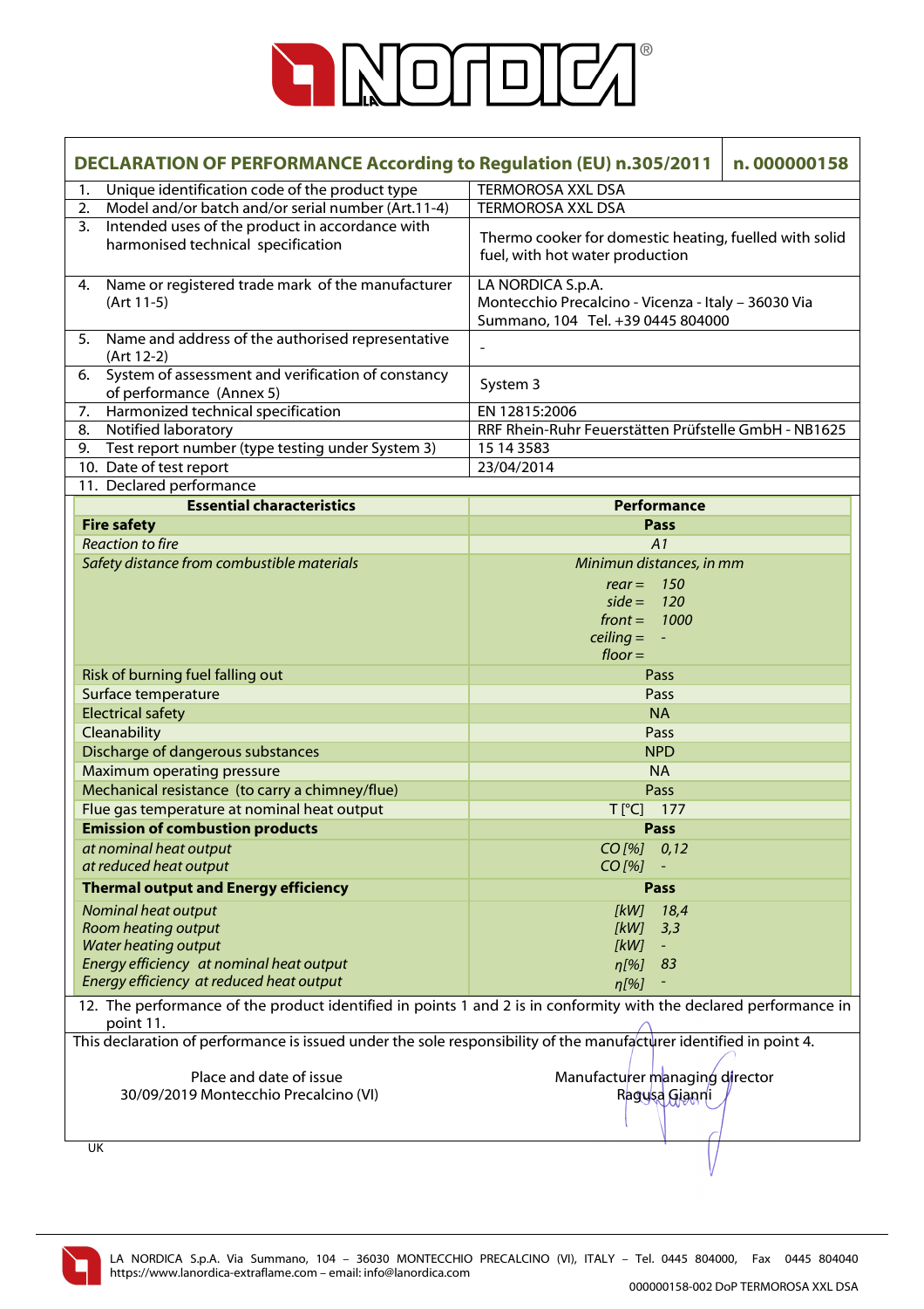## DECLARATION OF PERFORMANCE According to Regulation (EU) n.305/2011 — n. 000000158

| | |
|---|---|
| 1. Unique identification code of the product type | TERMOROSA XXL DSA |
| 2. Model and/or batch and/or serial number (Art.11-4) | TERMOROSA XXL DSA |
| 3. Intended uses of the product in accordance with harmonised technical specification | Thermo cooker for domestic heating, fuelled with solid fuel, with hot water production |
| 4. Name or registered trade mark of the manufacturer (Art 11-5) | LA NORDICA S.p.A. Montecchio Precalcino - Vicenza - Italy – 36030 Via Summano, 104 Tel. +39 0445 804000 |
| 5. Name and address of the authorised representative (Art 12-2) | - |
| 6. System of assessment and verification of constancy of performance (Annex 5) | System 3 |
| 7. Harmonized technical specification | EN 12815:2006 |
| 8. Notified laboratory | RRF Rhein-Ruhr Feuerstätten Prüfstelle GmbH - NB1625 |
| 9. Test report number (type testing under System 3) | 15 14 3583 |
| 10. Date of test report | 23/04/2014 |

11. Declared performance

| Essential characteristics | Performance |
|---|---|
| **Fire safety** | **Pass** |
| *Reaction to fire* | *A1* |
| *Safety distance from combustible materials* | *Minimun distances, in mm*<br>*rear =* 150<br>*side =* 120<br>*front =* 1000<br>*ceiling =* -<br>*floor =* |
| Risk of burning fuel falling out | Pass |
| Surface temperature | Pass |
| Electrical safety | NA |
| Cleanability | Pass |
| Discharge of dangerous substances | NPD |
| Maximum operating pressure | NA |
| Mechanical resistance (to carry a chimney/flue) | Pass |
| Flue gas temperature at nominal heat output | T [°C] 177 |
| **Emission of combustion products** | **Pass** |
| *at nominal heat output* | *CO [%]* 0,12 |
| *at reduced heat output* | *CO [%]* - |
| **Thermal output and Energy efficiency** | **Pass** |
| *Nominal heat output* | *[kW]* 18,4 |
| *Room heating output* | *[kW]* 3,3 |
| *Water heating output* | *[kW]* - |
| *Energy efficiency at nominal heat output* | *η[%]* 83 |
| *Energy efficiency at reduced heat output* | *η[%]* - |

12. The performance of the product identified in points 1 and 2 is in conformity with the declared performance in point 11.

This declaration of performance is issued under the sole responsibility of the manufacturer identified in point 4.

Place and date of issue
30/09/2019 Montecchio Precalcino (VI)

Manufacturer managing director
Ragusa Gianni

UK

LA NORDICA S.p.A. Via Summano, 104 – 36030 MONTECCHIO PRECALCINO (VI), ITALY – Tel. 0445 804000, Fax 0445 804040
https://www.lanordica-extraflame.com – email: info@lanordica.com

000000158-002 DoP TERMOROSA XXL DSA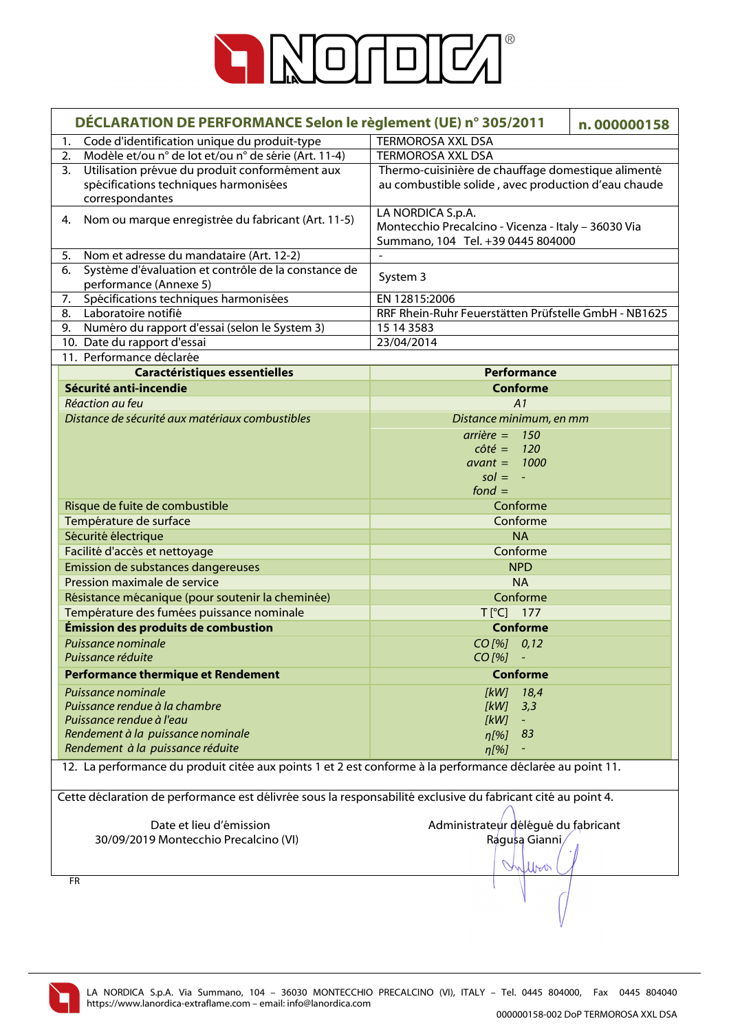# DÉCLARATION DE PERFORMANCE Selon le règlement (UE) n° 305/2011

**n. 000000158**

| | |
|---|---|
| 1. Code d'identification unique du produit-type | TERMOROSA XXL DSA |
| 2. Modèle et/ou n° de lot et/ou n° de série (Art. 11-4) | TERMOROSA XXL DSA |
| 3. Utilisation prévue du produit conformément aux spécifications techniques harmonisées correspondantes | Thermo-cuisinière de chauffage domestique alimenté au combustible solide , avec production d'eau chaude |
| 4. Nom ou marque enregistrée du fabricant (Art. 11-5) | LA NORDICA S.p.A. Montecchio Precalcino - Vicenza - Italy – 36030 Via Summano, 104 Tel. +39 0445 804000 |
| 5. Nom et adresse du mandataire (Art. 12-2) | - |
| 6. Système d'évaluation et contrôle de la constance de performance (Annexe 5) | System 3 |
| 7. Spécifications techniques harmonisées | EN 12815:2006 |
| 8. Laboratoire notifié | RRF Rhein-Ruhr Feuerstätten Prüfstelle GmbH - NB1625 |
| 9. Numéro du rapport d'essai (selon le System 3) | 15 14 3583 |
| 10. Date du rapport d'essai | 23/04/2014 |

11. Performance déclarée

| Caractéristiques essentielles | Performance |
|---|---|
| **Sécurité anti-incendie** | **Conforme** |
| *Réaction au feu* | *A1* |
| *Distance de sécurité aux matériaux combustibles* | *Distance minimum, en mm* |
| | *arrière = 150*<br>*côté = 120*<br>*avant = 1000*<br>*sol = -*<br>*fond =* |
| Risque de fuite de combustible | Conforme |
| Température de surface | Conforme |
| Sécurité électrique | NA |
| Facilité d'accès et nettoyage | Conforme |
| Emission de substances dangereuses | NPD |
| Pression maximale de service | NA |
| Résistance mécanique (pour soutenir la cheminée) | Conforme |
| Température des fumées puissance nominale | T [°C] 177 |
| **Émission des produits de combustion** | **Conforme** |
| *Puissance nominale*<br>*Puissance réduite* | *CO [%] 0,12*<br>*CO [%] -* |
| **Performance thermique et Rendement** | **Conforme** |
| *Puissance nominale*<br>*Puissance rendue à la chambre*<br>*Puissance rendue à l'eau*<br>*Rendement à la puissance nominale*<br>*Rendement à la puissance réduite* | *[kW] 18,4*<br>*[kW] 3,3*<br>*[kW] -*<br>*η[%] 83*<br>*η[%] -* |

12. La performance du produit citée aux points 1 et 2 est conforme à la performance déclarée au point 11.

Cette déclaration de performance est délivrée sous la responsabilité exclusive du fabricant cité au point 4.

Date et lieu d'émission
30/09/2019 Montecchio Precalcino (VI)

Administrateur délégué du fabricant
Ragusa Gianni

FR

LA NORDICA S.p.A. Via Summano, 104 – 36030 MONTECCHIO PRECALCINO (VI), ITALY – Tel. 0445 804000, Fax 0445 804040
https://www.lanordica-extraflame.com – email: info@lanordica.com

000000158-002 DoP TERMOROSA XXL DSA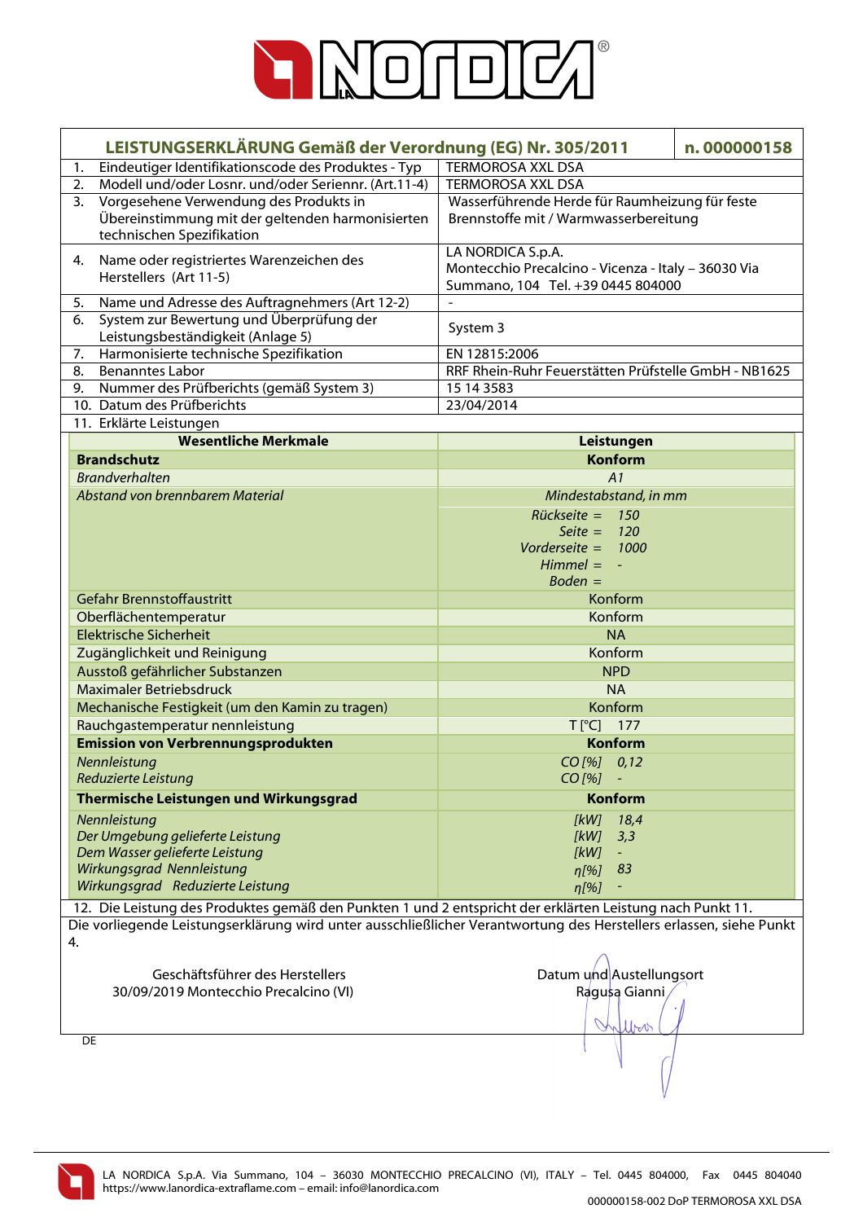# LA NORDICA

| LEISTUNGSERKLÄRUNG Gemäß der Verordnung (EG) Nr. 305/2011 | | n. 000000158 |
|---|---|---|
| 1. Eindeutiger Identifikationscode des Produktes - Typ | TERMOROSA XXL DSA | |
| 2. Modell und/oder Losnr. und/oder Seriennr. (Art.11-4) | TERMOROSA XXL DSA | |
| 3. Vorgesehene Verwendung des Produkts in Übereinstimmung mit der geltenden harmonisierten technischen Spezifikation | Wasserführende Herde für Raumheizung für feste Brennstoffe mit / Warmwasserbereitung | |
| 4. Name oder registriertes Warenzeichen des Herstellers (Art 11-5) | LA NORDICA S.p.A. Montecchio Precalcino - Vicenza - Italy – 36030 Via Summano, 104 Tel. +39 0445 804000 | |
| 5. Name und Adresse des Auftragnehmers (Art 12-2) | - | |
| 6. System zur Bewertung und Überprüfung der Leistungsbeständigkeit (Anlage 5) | System 3 | |
| 7. Harmonisierte technische Spezifikation | EN 12815:2006 | |
| 8. Benanntes Labor | RRF Rhein-Ruhr Feuerstätten Prüfstelle GmbH - NB1625 | |
| 9. Nummer des Prüfberichts (gemäß System 3) | 15 14 3583 | |
| 10. Datum des Prüfberichts | 23/04/2014 | |

11. Erklärte Leistungen

| Wesentliche Merkmale | Leistungen |
|---|---|
| **Brandschutz** | **Konform** |
| *Brandverhalten* | *A1* |
| *Abstand von brennbarem Material* | *Mindestabstand, in mm* |
| | *Rückseite = 150*<br>*Seite = 120*<br>*Vorderseite = 1000*<br>*Himmel = -*<br>*Boden =* |
| Gefahr Brennstoffaustritt | Konform |
| Oberflächentemperatur | Konform |
| Elektrische Sicherheit | NA |
| Zugänglichkeit und Reinigung | Konform |
| Ausstoß gefährlicher Substanzen | NPD |
| Maximaler Betriebsdruck | NA |
| Mechanische Festigkeit (um den Kamin zu tragen) | Konform |
| Rauchgastemperatur nennleistung | T [°C] 177 |
| **Emission von Verbrennungsprodukten** | **Konform** |
| *Nennleistung* | *CO [%] 0,12* |
| *Reduzierte Leistung* | *CO [%] -* |
| **Thermische Leistungen und Wirkungsgrad** | **Konform** |
| *Nennleistung* | *[kW] 18,4* |
| *Der Umgebung gelieferte Leistung* | *[kW] 3,3* |
| *Dem Wasser gelieferte Leistung* | *[kW] -* |
| *Wirkungsgrad Nennleistung* | *η[%] 83* |
| *Wirkungsgrad Reduzierte Leistung* | *η[%] -* |

12. Die Leistung des Produktes gemäß den Punkten 1 und 2 entspricht der erklärten Leistung nach Punkt 11.

Die vorliegende Leistungserklärung wird unter ausschließlicher Verantwortung des Herstellers erlassen, siehe Punkt 4.

Geschäftsführer des Herstellers
30/09/2019 Montecchio Precalcino (VI)

Datum und Austellungsort
Ragusa Gianni

DE

LA NORDICA S.p.A. Via Summano, 104 – 36030 MONTECCHIO PRECALCINO (VI), ITALY – Tel. 0445 804000, Fax 0445 804040
https://www.lanordica-extraflame.com – email: info@lanordica.com

000000158-002 DoP TERMOROSA XXL DSA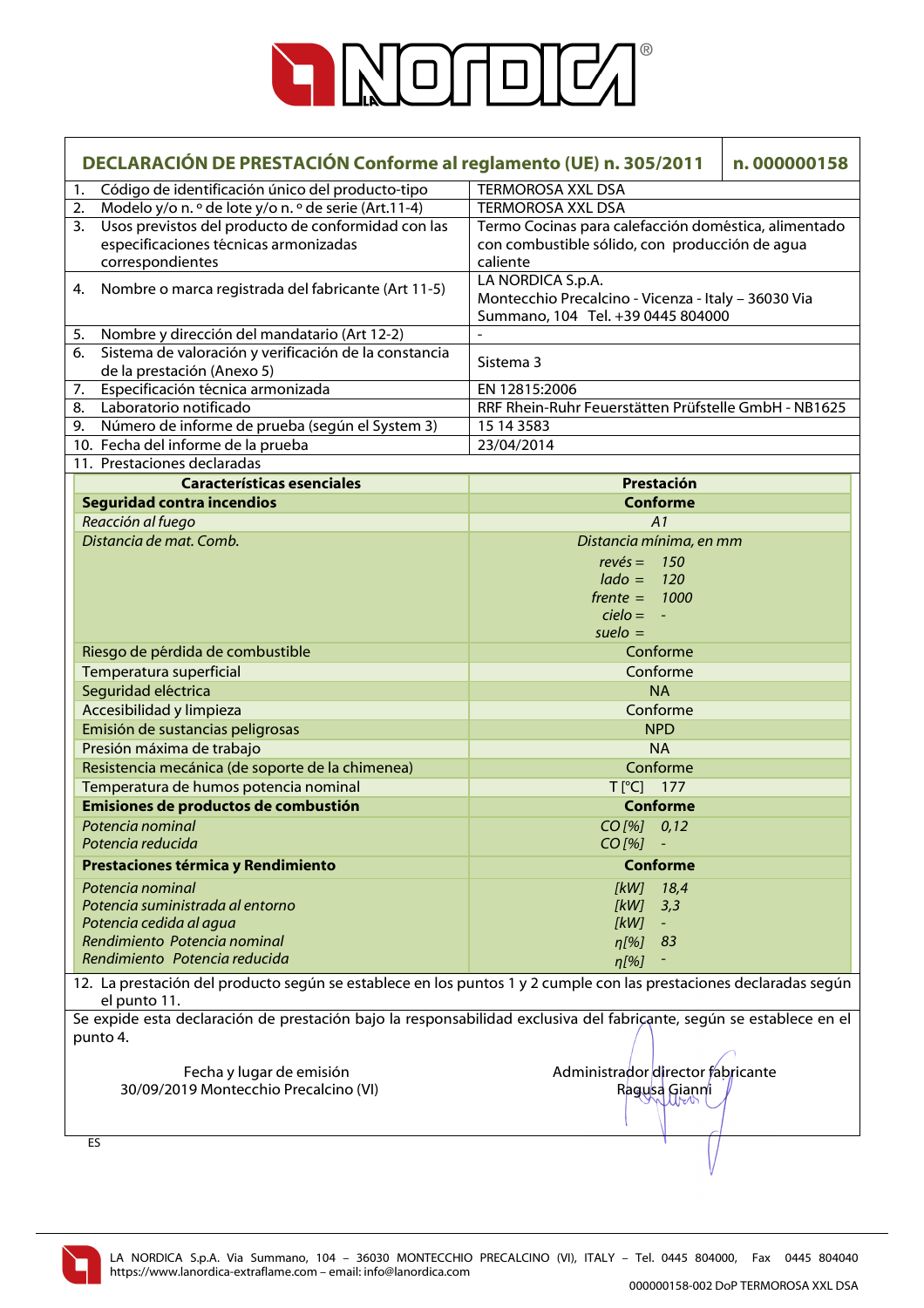# DECLARACIÓN DE PRESTACIÓN Conforme al reglamento (UE) n. 305/2011 — n. 000000158

| | |
|---|---|
| 1. Código de identificación único del producto-tipo | TERMOROSA XXL DSA |
| 2. Modelo y/o n. º de lote y/o n. º de serie (Art.11-4) | TERMOROSA XXL DSA |
| 3. Usos previstos del producto de conformidad con las especificaciones técnicas armonizadas correspondientes | Termo Cocinas para calefacción doméstica, alimentado con combustible sólido, con producción de agua caliente |
| 4. Nombre o marca registrada del fabricante (Art 11-5) | LA NORDICA S.p.A. Montecchio Precalcino - Vicenza - Italy – 36030 Via Summano, 104 Tel. +39 0445 804000 |
| 5. Nombre y dirección del mandatario (Art 12-2) | - |
| 6. Sistema de valoración y verificación de la constancia de la prestación (Anexo 5) | Sistema 3 |
| 7. Especificación técnica armonizada | EN 12815:2006 |
| 8. Laboratorio notificado | RRF Rhein-Ruhr Feuerstätten Prüfstelle GmbH - NB1625 |
| 9. Número de informe de prueba (según el System 3) | 15 14 3583 |
| 10. Fecha del informe de la prueba | 23/04/2014 |
| 11. Prestaciones declaradas | |

| Características esenciales | Prestación |
|---|---|
| **Seguridad contra incendios** | **Conforme** |
| *Reacción al fuego* | *A1* |
| *Distancia de mat. Comb.* | *Distancia mínima, en mm*<br>*revés = 150*<br>*lado = 120*<br>*frente = 1000*<br>*cielo = -*<br>*suelo =* |
| Riesgo de pérdida de combustible | Conforme |
| Temperatura superficial | Conforme |
| Seguridad eléctrica | NA |
| Accesibilidad y limpieza | Conforme |
| Emisión de sustancias peligrosas | NPD |
| Presión máxima de trabajo | NA |
| Resistencia mecánica (de soporte de la chimenea) | Conforme |
| Temperatura de humos potencia nominal | T [°C] 177 |
| **Emisiones de productos de combustión** | **Conforme** |
| *Potencia nominal*<br>*Potencia reducida* | *CO [%] 0,12*<br>*CO [%] -* |
| **Prestaciones térmica y Rendimiento** | **Conforme** |
| *Potencia nominal*<br>*Potencia suministrada al entorno*<br>*Potencia cedida al agua*<br>*Rendimiento Potencia nominal*<br>*Rendimiento Potencia reducida* | *[kW] 18,4*<br>*[kW] 3,3*<br>*[kW] -*<br>*η[%] 83*<br>*η[%] -* |

12. La prestación del producto según se establece en los puntos 1 y 2 cumple con las prestaciones declaradas según el punto 11.

Se expide esta declaración de prestación bajo la responsabilidad exclusiva del fabricante, según se establece en el punto 4.

Fecha y lugar de emisión
30/09/2019 Montecchio Precalcino (VI)

Administrador director fabricante
Ragusa Gianni

ES

LA NORDICA S.p.A. Via Summano, 104 – 36030 MONTECCHIO PRECALCINO (VI), ITALY – Tel. 0445 804000, Fax 0445 804040
https://www.lanordica-extraflame.com – email: info@lanordica.com

000000158-002 DoP TERMOROSA XXL DSA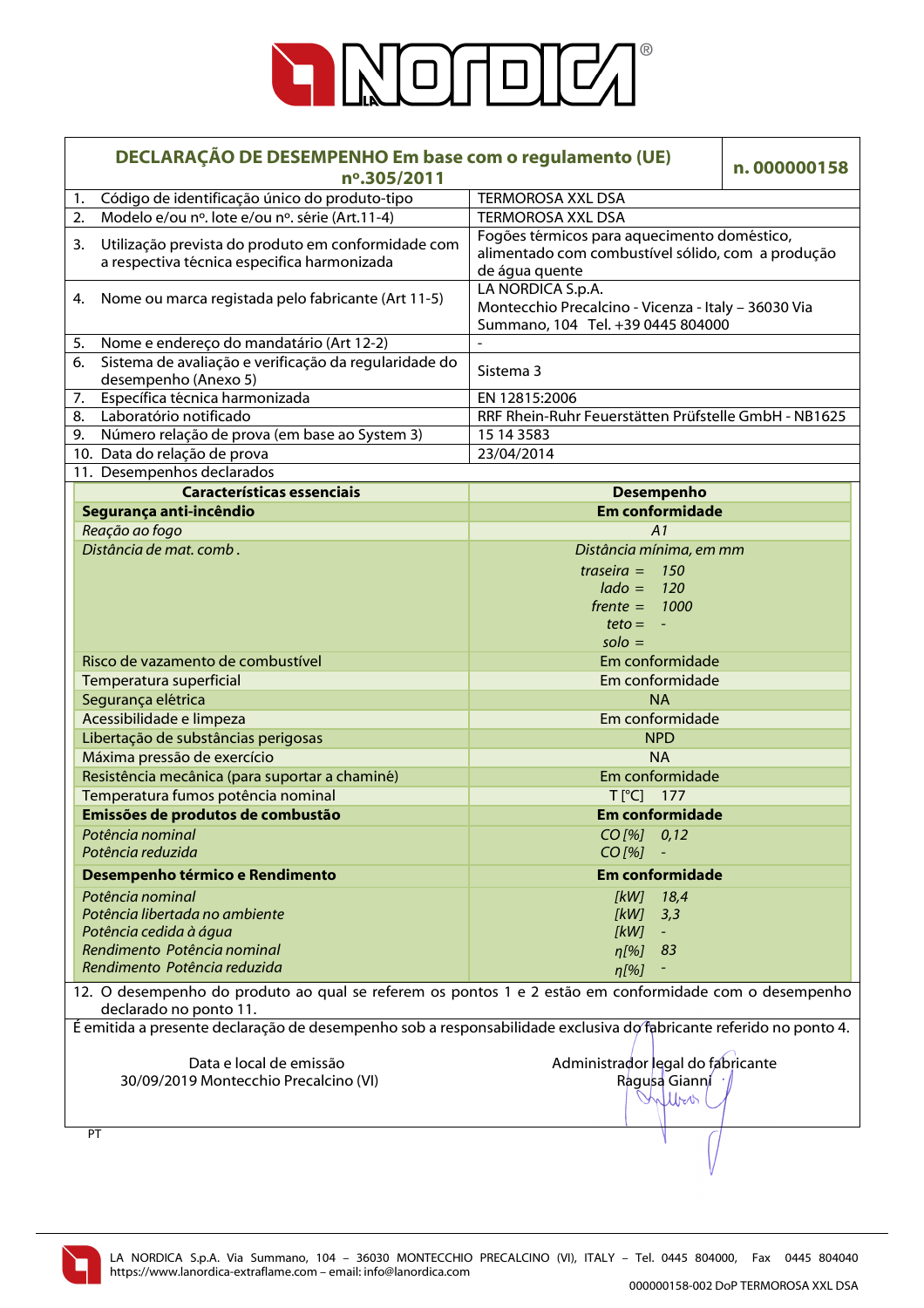## DECLARAÇÃO DE DESEMPENHO Em base com o regulamento (UE) nº.305/2011

**n. 000000158**

| | |
|---|---|
| 1. Código de identificação único do produto-tipo | TERMOROSA XXL DSA |
| 2. Modelo e/ou nº. lote e/ou nº. série (Art.11-4) | TERMOROSA XXL DSA |
| 3. Utilização prevista do produto em conformidade com a respectiva técnica especifica harmonizada | Fogões térmicos para aquecimento doméstico, alimentado com combustível sólido, com a produção de água quente |
| 4. Nome ou marca registada pelo fabricante (Art 11-5) | LA NORDICA S.p.A. Montecchio Precalcino - Vicenza - Italy – 36030 Via Summano, 104 Tel. +39 0445 804000 |
| 5. Nome e endereço do mandatário (Art 12-2) | - |
| 6. Sistema de avaliação e verificação da regularidade do desempenho (Anexo 5) | Sistema 3 |
| 7. Específica técnica harmonizada | EN 12815:2006 |
| 8. Laboratório notificado | RRF Rhein-Ruhr Feuerstätten Prüfstelle GmbH - NB1625 |
| 9. Número relação de prova (em base ao System 3) | 15 14 3583 |
| 10. Data do relação de prova | 23/04/2014 |

11. Desempenhos declarados

| Características essenciais | Desempenho |
|---|---|
| **Segurança anti-incêndio** | **Em conformidade** |
| *Reação ao fogo* | *A1* |
| *Distância de mat. comb .* | *Distância mínima, em mm*<br>*traseira = 150*<br>*lado = 120*<br>*frente = 1000*<br>*teto = -*<br>*solo =* |
| Risco de vazamento de combustível | Em conformidade |
| Temperatura superficial | Em conformidade |
| Segurança elétrica | NA |
| Acessibilidade e limpeza | Em conformidade |
| Libertação de substâncias perigosas | NPD |
| Máxima pressão de exercício | NA |
| Resistência mecânica (para suportar a chaminé) | Em conformidade |
| Temperatura fumos potência nominal | T [°C] 177 |
| **Emissões de produtos de combustão** | **Em conformidade** |
| *Potência nominal* | *CO [%] 0,12* |
| *Potência reduzida* | *CO [%] -* |
| **Desempenho térmico e Rendimento** | **Em conformidade** |
| *Potência nominal* | *[kW] 18,4* |
| *Potência libertada no ambiente* | *[kW] 3,3* |
| *Potência cedida à água* | *[kW] -* |
| *Rendimento Potência nominal* | *η[%] 83* |
| *Rendimento Potência reduzida* | *η[%] -* |

12. O desempenho do produto ao qual se referem os pontos 1 e 2 estão em conformidade com o desempenho declarado no ponto 11.

É emitida a presente declaração de desempenho sob a responsabilidade exclusiva do fabricante referido no ponto 4.

| Data e local de emissão | Administrador legal do fabricante |
|---|---|
| 30/09/2019 Montecchio Precalcino (VI) | Ragusa Gianni |

PT

LA NORDICA S.p.A. Via Summano, 104 – 36030 MONTECCHIO PRECALCINO (VI), ITALY – Tel. 0445 804000, Fax 0445 804040
https://www.lanordica-extraflame.com – email: info@lanordica.com

000000158-002 DoP TERMOROSA XXL DSA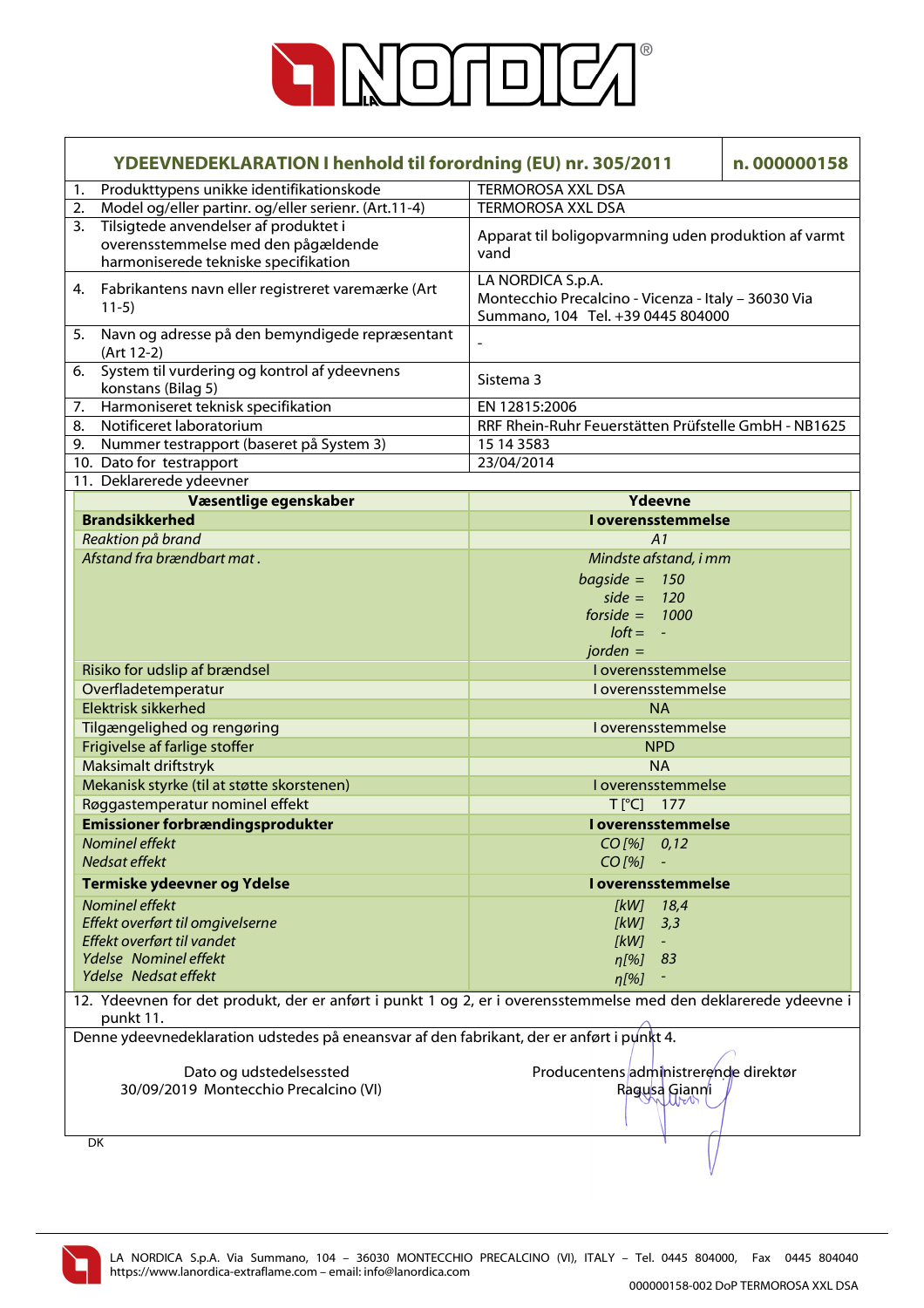# YDEEVNEDEKLARATION I henhold til forordning (EU) nr. 305/2011 — n. 000000158

| | |
|---|---|
| 1. Produkttypens unikke identifikationskode | TERMOROSA XXL DSA |
| 2. Model og/eller partinr. og/eller serienr. (Art.11-4) | TERMOROSA XXL DSA |
| 3. Tilsigtede anvendelser af produktet i overensstemmelse med den pågældende harmoniserede tekniske specifikation | Apparat til boligopvarmning uden produktion af varmt vand |
| 4. Fabrikantens navn eller registreret varemærke (Art 11-5) | LA NORDICA S.p.A. Montecchio Precalcino - Vicenza - Italy – 36030 Via Summano, 104 Tel. +39 0445 804000 |
| 5. Navn og adresse på den bemyndigede repræsentant (Art 12-2) | - |
| 6. System til vurdering og kontrol af ydeevnens konstans (Bilag 5) | Sistema 3 |
| 7. Harmoniseret teknisk specifikation | EN 12815:2006 |
| 8. Notificeret laboratorium | RRF Rhein-Ruhr Feuerstätten Prüfstelle GmbH - NB1625 |
| 9. Nummer testrapport (baseret på System 3) | 15 14 3583 |
| 10. Dato for testrapport | 23/04/2014 |

11. Deklarerede ydeevner

| Væsentlige egenskaber | Ydeevne |
|---|---|
| **Brandsikkerhed** | **I overensstemmelse** |
| *Reaktion på brand* | *A1* |
| *Afstand fra brændbart mat .* | *Mindste afstand, i mm*<br>*bagside =* *150*<br>*side =* *120*<br>*forside =* *1000*<br>*loft =* *-*<br>*jorden =* |
| Risiko for udslip af brændsel | I overensstemmelse |
| Overfladetemperatur | I overensstemmelse |
| Elektrisk sikkerhed | NA |
| Tilgængelighed og rengøring | I overensstemmelse |
| Frigivelse af farlige stoffer | NPD |
| Maksimalt driftstryk | NA |
| Mekanisk styrke (til at støtte skorstenen) | I overensstemmelse |
| Røggastemperatur nominel effekt | T [°C] 177 |
| **Emissioner forbrændingsprodukter** | **I overensstemmelse** |
| *Nominel effekt* | *CO [%]* *0,12* |
| *Nedsat effekt* | *CO [%]* *-* |
| **Termiske ydeevner og Ydelse** | **I overensstemmelse** |
| *Nominel effekt* | *[kW]* *18,4* |
| *Effekt overført til omgivelserne* | *[kW]* *3,3* |
| *Effekt overført til vandet* | *[kW]* *-* |
| *Ydelse Nominel effekt* | *η[%]* *83* |
| *Ydelse Nedsat effekt* | *η[%]* *-* |

12. Ydeevnen for det produkt, der er anført i punkt 1 og 2, er i overensstemmelse med den deklarerede ydeevne i punkt 11.

Denne ydeevnedeklaration udstedes på eneansvar af den fabrikant, der er anført i punkt 4.

Dato og udstedelsessted
30/09/2019 Montecchio Precalcino (VI)

Producentens administrerende direktør
Ragusa Gianni

DK

LA NORDICA S.p.A. Via Summano, 104 – 36030 MONTECCHIO PRECALCINO (VI), ITALY – Tel. 0445 804000, Fax 0445 804040
https://www.lanordica-extraflame.com – email: info@lanordica.com

000000158-002 DoP TERMOROSA XXL DSA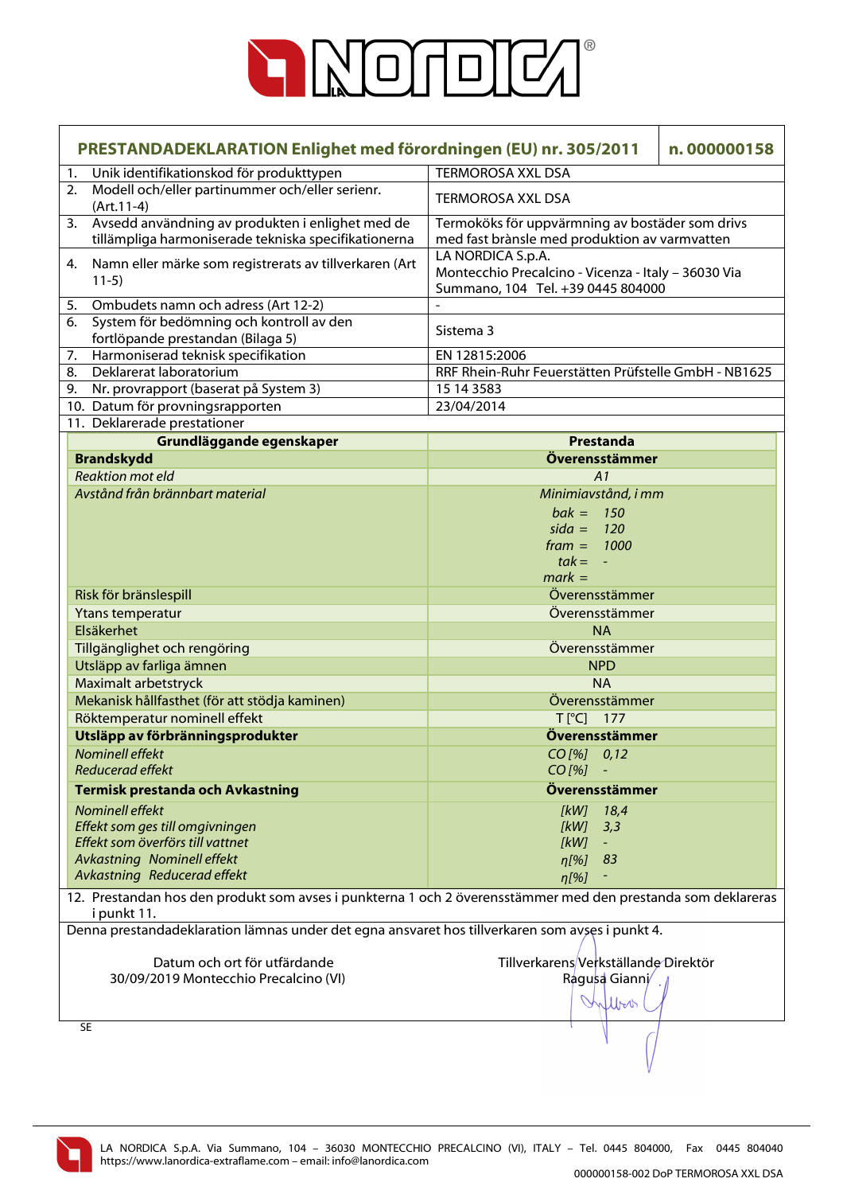# PRESTANDADEKLARATION Enlighet med förordningen (EU) nr. 305/2011 — n. 000000158

| | | |
|---|---|---|
| 1. | Unik identifikationskod för produkttypen | TERMOROSA XXL DSA |
| 2. | Modell och/eller partinummer och/eller serienr. (Art.11-4) | TERMOROSA XXL DSA |
| 3. | Avsedd användning av produkten i enlighet med de tillämpliga harmoniserade tekniska specifikationerna | Termoköks för uppvärmning av bostäder som drivs med fast brànsle med produktion av varmvatten |
| 4. | Namn eller märke som registrerats av tillverkaren (Art 11-5) | LA NORDICA S.p.A. Montecchio Precalcino - Vicenza - Italy – 36030 Via Summano, 104 Tel. +39 0445 804000 |
| 5. | Ombudets namn och adress (Art 12-2) | - |
| 6. | System för bedömning och kontroll av den fortlöpande prestandan (Bilaga 5) | Sistema 3 |
| 7. | Harmoniserad teknisk specifikation | EN 12815:2006 |
| 8. | Deklarerat laboratorium | RRF Rhein-Ruhr Feuerstätten Prüfstelle GmbH - NB1625 |
| 9. | Nr. provrapport (baserat på System 3) | 15 14 3583 |
| 10. | Datum för provningsrapporten | 23/04/2014 |
| 11. | Deklarerade prestationer | |

| Grundläggande egenskaper | Prestanda |
|---|---|
| **Brandskydd** | **Överensstämmer** |
| *Reaktion mot eld* | *A1* |
| *Avstånd från brännbart material* | *Minimiavstånd, i mm*<br>*bak =* 150<br>*sida =* 120<br>*fram =* 1000<br>*tak =* -<br>*mark =* |
| Risk för bränslespill | Överensstämmer |
| Ytans temperatur | Överensstämmer |
| Elsäkerhet | NA |
| Tillgänglighet och rengöring | Överensstämmer |
| Utsläpp av farliga ämnen | NPD |
| Maximalt arbetstryck | NA |
| Mekanisk hållfasthet (för att stödja kaminen) | Överensstämmer |
| Röktemperatur nominell effekt | T [°C] 177 |
| **Utsläpp av förbränningsprodukter** | **Överensstämmer** |
| *Nominell effekt*<br>*Reducerad effekt* | *CO [%]* 0,12<br>*CO [%]* - |
| **Termisk prestanda och Avkastning** | **Överensstämmer** |
| *Nominell effekt*<br>*Effekt som ges till omgivningen*<br>*Effekt som överförs till vattnet*<br>*Avkastning Nominell effekt*<br>*Avkastning Reducerad effekt* | *[kW]* 18,4<br>*[kW]* 3,3<br>*[kW]* -<br>*η[%]* 83<br>*η[%]* - |

12. Prestandan hos den produkt som avses i punkterna 1 och 2 överensstämmer med den prestanda som deklareras i punkt 11.

Denna prestandadeklaration lämnas under det egna ansvaret hos tillverkaren som avses i punkt 4.

Datum och ort för utfärdande
30/09/2019 Montecchio Precalcino (VI)

Tillverkarens Verkställande Direktör
Ragusa Gianni

SE

LA NORDICA S.p.A. Via Summano, 104 – 36030 MONTECCHIO PRECALCINO (VI), ITALY – Tel. 0445 804000, Fax 0445 804040
https://www.lanordica-extraflame.com – email: info@lanordica.com

000000158-002 DoP TERMOROSA XXL DSA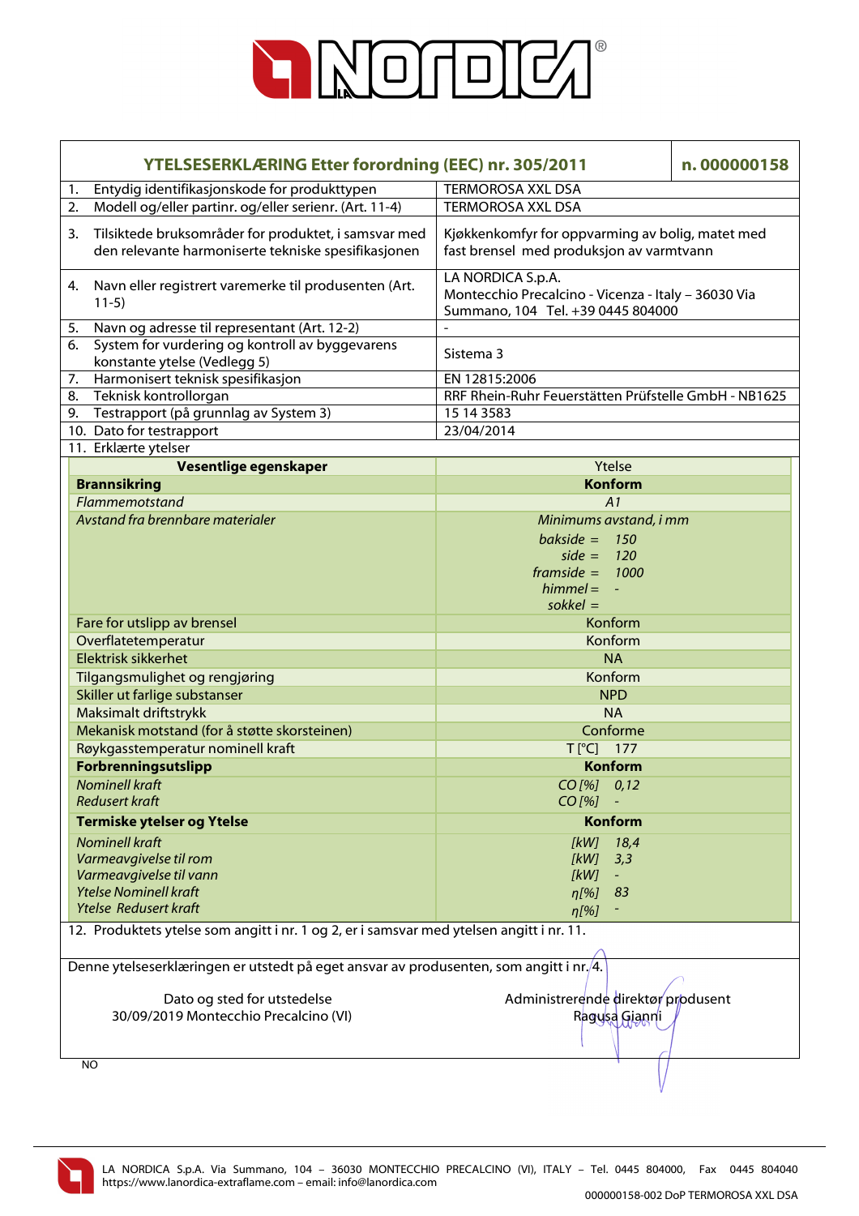| YTELSESERKLÆRING Etter forordning (EEC) nr. 305/2011 | n. 000000158 |
|---|---|
| 1. Entydig identifikasjonskode for produkttypen | TERMOROSA XXL DSA |
| 2. Modell og/eller partinr. og/eller serienr. (Art. 11-4) | TERMOROSA XXL DSA |
| 3. Tilsiktede bruksområder for produktet, i samsvar med den relevante harmoniserte tekniske spesifikasjonen | Kjøkkenkomfyr for oppvarming av bolig, matet med fast brensel med produksjon av varmtvann |
| 4. Navn eller registrert varemerke til produsenten (Art. 11-5) | LA NORDICA S.p.A. Montecchio Precalcino - Vicenza - Italy – 36030 Via Summano, 104 Tel. +39 0445 804000 |
| 5. Navn og adresse til representant (Art. 12-2) | - |
| 6. System for vurdering og kontroll av byggevarens konstante ytelse (Vedlegg 5) | Sistema 3 |
| 7. Harmonisert teknisk spesifikasjon | EN 12815:2006 |
| 8. Teknisk kontrollorgan | RRF Rhein-Ruhr Feuerstätten Prüfstelle GmbH - NB1625 |
| 9. Testrapport (på grunnlag av System 3) | 15 14 3583 |
| 10. Dato for testrapport | 23/04/2014 |
| 11. Erklærte ytelser | |

| Vesentlige egenskaper | Ytelse |
|---|---|
| **Brannsikring** | **Konform** |
| *Flammemotstand* | *A1* |
| *Avstand fra brennbare materialer* | *Minimums avstand, i mm*<br>*bakside = 150*<br>*side = 120*<br>*framside = 1000*<br>*himmel = -*<br>*sokkel =* |
| Fare for utslipp av brensel | Konform |
| Overflatetemperatur | Konform |
| Elektrisk sikkerhet | NA |
| Tilgangsmulighet og rengjøring | Konform |
| Skiller ut farlige substanser | NPD |
| Maksimalt driftstrykk | NA |
| Mekanisk motstand (for å støtte skorsteinen) | Conforme |
| Røykgasstemperatur nominell kraft | T [°C] 177 |
| **Forbrenningsutslipp** | **Konform** |
| *Nominell kraft* | *CO [%] 0,12* |
| *Redusert kraft* | *CO [%] -* |
| **Termiske ytelser og Ytelse** | **Konform** |
| *Nominell kraft* | *[kW] 18,4* |
| *Varmeavgivelse til rom* | *[kW] 3,3* |
| *Varmeavgivelse til vann* | *[kW] -* |
| *Ytelse Nominell kraft* | *η[%] 83* |
| *Ytelse Redusert kraft* | *η[%] -* |

12. Produktets ytelse som angitt i nr. 1 og 2, er i samsvar med ytelsen angitt i nr. 11.

Denne ytelseserklæringen er utstedt på eget ansvar av produsenten, som angitt i nr. 4.

Dato og sted for utstedelse
30/09/2019 Montecchio Precalcino (VI)

Administrerende direktør produsent
Ragusa Gianni

NO

LA NORDICA S.p.A. Via Summano, 104 – 36030 MONTECCHIO PRECALCINO (VI), ITALY – Tel. 0445 804000, Fax 0445 804040
https://www.lanordica-extraflame.com – email: info@lanordica.com

000000158-002 DoP TERMOROSA XXL DSA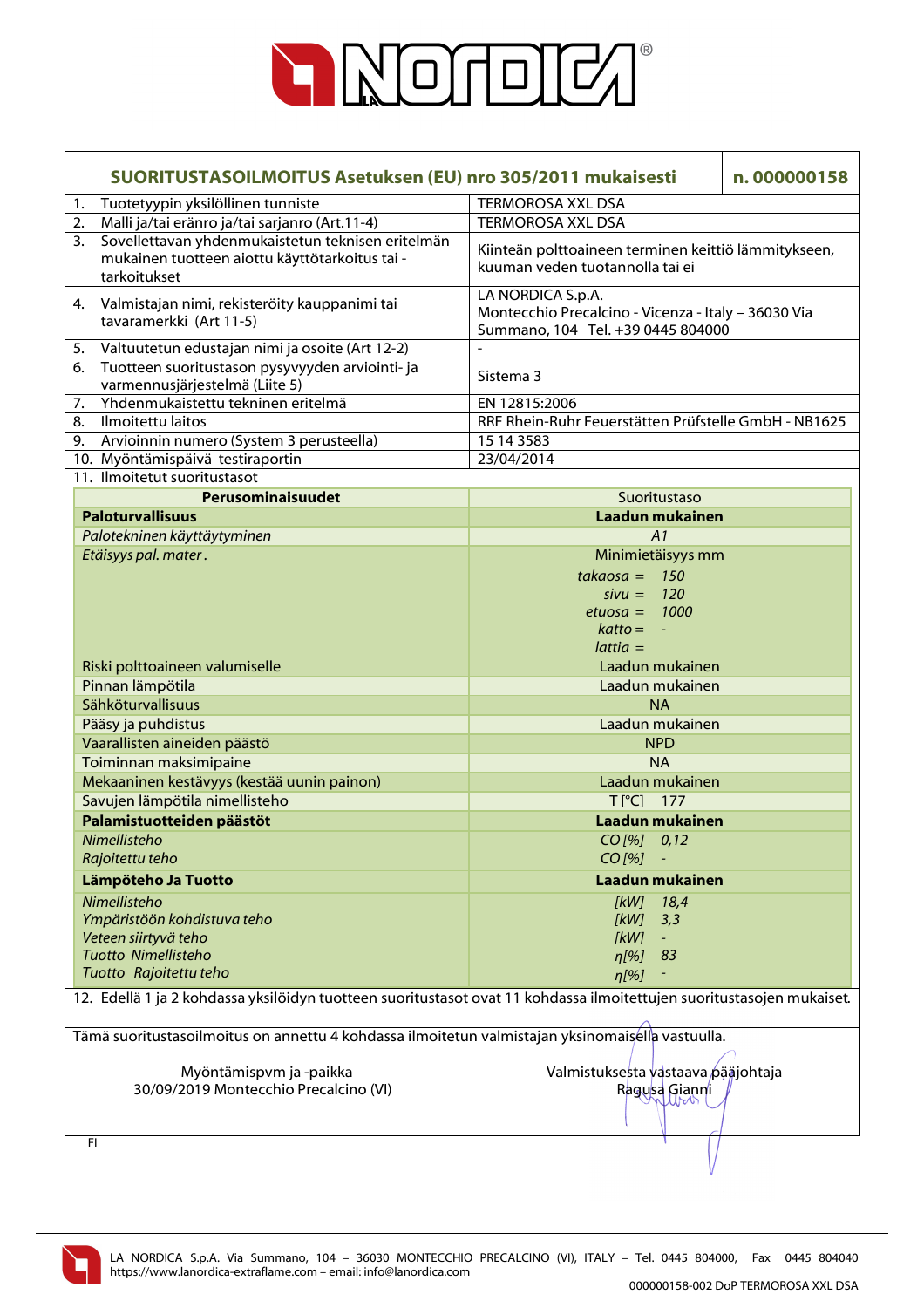# SUORITUSTASOILMOITUS Asetuksen (EU) nro 305/2011 mukaisesti

**n. 000000158**

| | |
|---|---|
| 1. Tuotetyypin yksilöllinen tunniste | TERMOROSA XXL DSA |
| 2. Malli ja/tai eränro ja/tai sarjanro (Art.11-4) | TERMOROSA XXL DSA |
| 3. Sovellettavan yhdenmukaistetun teknisen eritelmän mukainen tuotteen aiottu käyttötarkoitus tai -tarkoitukset | Kiinteän polttoaineen terminen keittiö lämmitykseen, kuuman veden tuotannolla tai ei |
| 4. Valmistajan nimi, rekisteröity kauppanimi tai tavaramerkki (Art 11-5) | LA NORDICA S.p.A. Montecchio Precalcino - Vicenza - Italy – 36030 Via Summano, 104 Tel. +39 0445 804000 |
| 5. Valtuutetun edustajan nimi ja osoite (Art 12-2) | - |
| 6. Tuotteen suoritustason pysyvyyden arviointi- ja varmennusjärjestelmä (Liite 5) | Sistema 3 |
| 7. Yhdenmukaistettu tekninen eritelmä | EN 12815:2006 |
| 8. Ilmoitettu laitos | RRF Rhein-Ruhr Feuerstätten Prüfstelle GmbH - NB1625 |
| 9. Arvioinnin numero (System 3 perusteella) | 15 14 3583 |
| 10. Myöntämispäivä testiraportin | 23/04/2014 |

11. Ilmoitetut suoritustasot

| Perusominaisuudet | Suoritustaso |
|---|---|
| **Paloturvallisuus** | **Laadun mukainen** |
| *Palotekninen käyttäytyminen* | *A1* |
| *Etäisyys pal. mater.* | Minimietäisyys mm<br>*takaosa = 150*<br>*sivu = 120*<br>*etuosa = 1000*<br>*katto = -*<br>*lattia =* |
| Riski polttoaineen valumiselle | Laadun mukainen |
| Pinnan lämpötila | Laadun mukainen |
| Sähköturvallisuus | NA |
| Pääsy ja puhdistus | Laadun mukainen |
| Vaarallisten aineiden päästö | NPD |
| Toiminnan maksimipaine | NA |
| Mekaaninen kestävyys (kestää uunin painon) | Laadun mukainen |
| Savujen lämpötila nimellisteho | T [°C] 177 |
| **Palamistuotteiden päästöt** | **Laadun mukainen** |
| *Nimellisteho* | *CO [%] 0,12* |
| *Rajoitettu teho* | *CO [%] -* |
| **Lämpöteho Ja Tuotto** | **Laadun mukainen** |
| *Nimellisteho* | *[kW] 18,4* |
| *Ympäristöön kohdistuva teho* | *[kW] 3,3* |
| *Veteen siirtyvä teho* | *[kW] -* |
| *Tuotto Nimellisteho* | *η[%] 83* |
| *Tuotto Rajoitettu teho* | *η[%] -* |

12. Edellä 1 ja 2 kohdassa yksilöidyn tuotteen suoritustasot ovat 11 kohdassa ilmoitettujen suoritustasojen mukaiset.

Tämä suoritustasoilmoitus on annettu 4 kohdassa ilmoitetun valmistajan yksinomaisella vastuulla.

Myöntämispvm ja -paikka
30/09/2019 Montecchio Precalcino (VI)

Valmistuksesta vastaava pääjohtaja
Ragusa Gianni

FI

LA NORDICA S.p.A. Via Summano, 104 – 36030 MONTECCHIO PRECALCINO (VI), ITALY – Tel. 0445 804000, Fax 0445 804040
https://www.lanordica-extraflame.com – email: info@lanordica.com

000000158-002 DoP TERMOROSA XXL DSA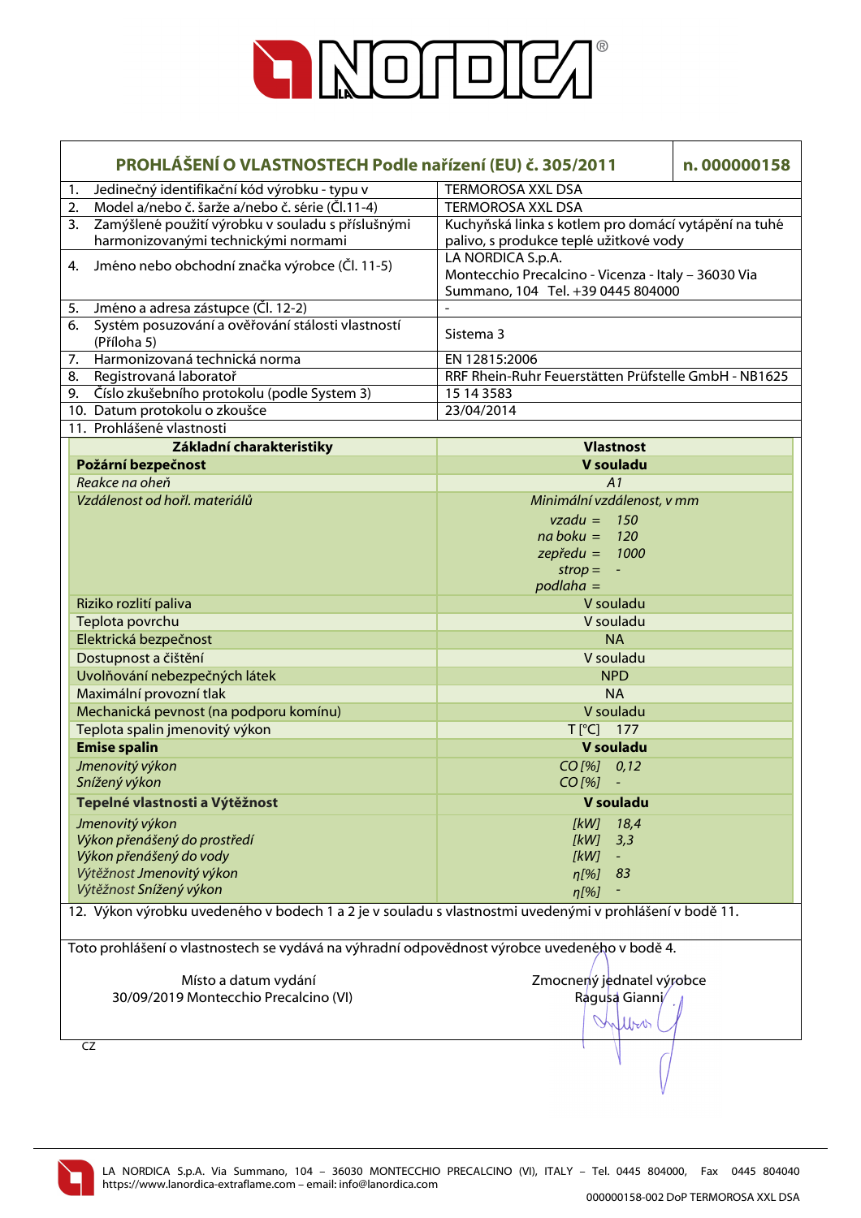# PROHLÁŠENÍ O VLASTNOSTECH Podle nařízení (EU) č. 305/2011 — n. 000000158

| | |
|---|---|
| 1. Jedinečný identifikační kód výrobku - typu v | TERMOROSA XXL DSA |
| 2. Model a/nebo č. šarže a/nebo č. série (Čl.11-4) | TERMOROSA XXL DSA |
| 3. Zamýšlené použití výrobku v souladu s příslušnými harmonizovanými technickými normami | Kuchyňská linka s kotlem pro domácí vytápění na tuhé palivo, s produkce teplé užitkové vody |
| 4. Jméno nebo obchodní značka výrobce (Čl. 11-5) | LA NORDICA S.p.A. Montecchio Precalcino - Vicenza - Italy – 36030 Via Summano, 104 Tel. +39 0445 804000 |
| 5. Jméno a adresa zástupce (Čl. 12-2) | - |
| 6. Systém posuzování a ověřování stálosti vlastností (Příloha 5) | Sistema 3 |
| 7. Harmonizovaná technická norma | EN 12815:2006 |
| 8. Registrovaná laboratoř | RRF Rhein-Ruhr Feuerstätten Prüfstelle GmbH - NB1625 |
| 9. Číslo zkušebního protokolu (podle System 3) | 15 14 3583 |
| 10. Datum protokolu o zkoušce | 23/04/2014 |

11. Prohlášené vlastnosti

| Základní charakteristiky | Vlastnost |
|---|---|
| **Požární bezpečnost** | **V souladu** |
| *Reakce na oheň* | *A1* |
| *Vzdálenost od hořl. materiálů* | *Minimální vzdálenost, v mm*<br>*vzadu =* 150<br>*na boku =* 120<br>*zepředu =* 1000<br>*strop =* -<br>*podlaha =* |
| Riziko rozlití paliva | V souladu |
| Teplota povrchu | V souladu |
| Elektrická bezpečnost | NA |
| Dostupnost a čištění | V souladu |
| Uvolňování nebezpečných látek | NPD |
| Maximální provozní tlak | NA |
| Mechanická pevnost (na podporu komínu) | V souladu |
| Teplota spalin jmenovitý výkon | T [°C] 177 |
| **Emise spalin** | **V souladu** |
| *Jmenovitý výkon* | *CO [%]* 0,12 |
| *Snížený výkon* | *CO [%]* - |
| **Tepelné vlastnosti a Výtěžnost** | **V souladu** |
| *Jmenovitý výkon* | *[kW]* 18,4 |
| *Výkon přenášený do prostředí* | *[kW]* 3,3 |
| *Výkon přenášený do vody* | *[kW]* - |
| *Výtěžnost Jmenovitý výkon* | *η[%]* 83 |
| *Výtěžnost Snížený výkon* | *η[%]* - |

12. Výkon výrobku uvedeného v bodech 1 a 2 je v souladu s vlastnostmi uvedenými v prohlášení v bodě 11.

Toto prohlášení o vlastnostech se vydává na výhradní odpovědnost výrobce uvedeného v bodě 4.

Místo a datum vydání
30/09/2019 Montecchio Precalcino (VI)

Zmocněný jednatel výrobce
Ragusa Gianni

CZ

LA NORDICA S.p.A. Via Summano, 104 – 36030 MONTECCHIO PRECALCINO (VI), ITALY – Tel. 0445 804000, Fax 0445 804040
https://www.lanordica-extraflame.com – email: info@lanordica.com

000000158-002 DoP TERMOROSA XXL DSA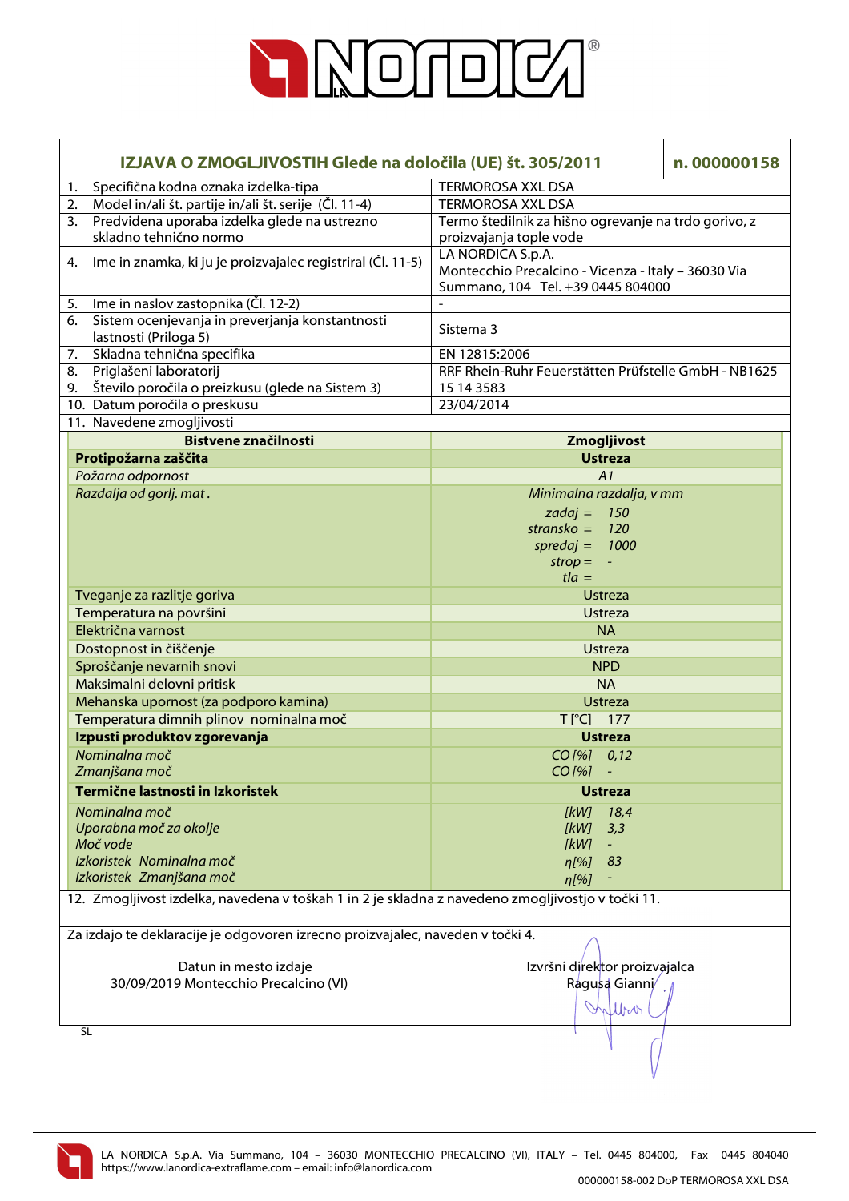# IZJAVA O ZMOGLJIVOSTIH Glede na določila (UE) št. 305/2011 — n. 000000158

| | | |
|---|---|---|
| 1. | Specifična kodna oznaka izdelka-tipa | TERMOROSA XXL DSA |
| 2. | Model in/ali št. partije in/ali št. serije (Čl. 11-4) | TERMOROSA XXL DSA |
| 3. | Predvidena uporaba izdelka glede na ustrezno skladno tehnično normo | Termo štedilnik za hišno ogrevanje na trdo gorivo, z proizvajanja tople vode |
| 4. | Ime in znamka, ki ju je proizvajalec registriral (Čl. 11-5) | LA NORDICA S.p.A. Montecchio Precalcino - Vicenza - Italy – 36030 Via Summano, 104 Tel. +39 0445 804000 |
| 5. | Ime in naslov zastopnika (Čl. 12-2) | - |
| 6. | Sistem ocenjevanja in preverjanja konstantnosti lastnosti (Priloga 5) | Sistema 3 |
| 7. | Skladna tehnična specifika | EN 12815:2006 |
| 8. | Priglašeni laboratorij | RRF Rhein-Ruhr Feuerstätten Prüfstelle GmbH - NB1625 |
| 9. | Število poročila o preizkusu (glede na Sistem 3) | 15 14 3583 |
| 10. | Datum poročila o preskusu | 23/04/2014 |
| 11. | Navedene zmogljivosti | |

| Bistvene značilnosti | Zmogljivost |
|---|---|
| **Protipožarna zaščita** | **Ustreza** |
| *Požarna odpornost* | *A1* |
| *Razdalja od gorlj. mat .* | *Minimalna razdalja, v mm*<br>*zadaj = 150*<br>*stransko = 120*<br>*spredaj = 1000*<br>*strop = -*<br>*tla =* |
| Tveganje za razlitje goriva | Ustreza |
| Temperatura na površini | Ustreza |
| Električna varnost | NA |
| Dostopnost in čiščenje | Ustreza |
| Sproščanje nevarnih snovi | NPD |
| Maksimalni delovni pritisk | NA |
| Mehanska upornost (za podporo kamina) | Ustreza |
| Temperatura dimnih plinov nominalna moč | T [°C] 177 |
| **Izpusti produktov zgorevanja** | **Ustreza** |
| *Nominalna moč*<br>*Zmanjšana moč* | *CO [%] 0,12*<br>*CO [%] -* |
| **Termične lastnosti in Izkoristek** | **Ustreza** |
| *Nominalna moč*<br>*Uporabna moč za okolje*<br>*Moč vode*<br>*Izkoristek Nominalna moč*<br>*Izkoristek Zmanjšana moč* | *[kW] 18,4*<br>*[kW] 3,3*<br>*[kW] -*<br>*η[%] 83*<br>*η[%] -* |

12. Zmogljivost izdelka, navedena v toškah 1 in 2 je skladna z navedeno zmogljivostjo v točki 11.

Za izdajo te deklaracije je odgovoren izrecno proizvajalec, naveden v točki 4.

Datun in mesto izdaje
30/09/2019 Montecchio Precalcino (VI)

Izvršni direktor proizvajalca
Ragusa Gianni

SL

LA NORDICA S.p.A. Via Summano, 104 – 36030 MONTECCHIO PRECALCINO (VI), ITALY – Tel. 0445 804000, Fax 0445 804040
https://www.lanordica-extraflame.com – email: info@lanordica.com

000000158-002 DoP TERMOROSA XXL DSA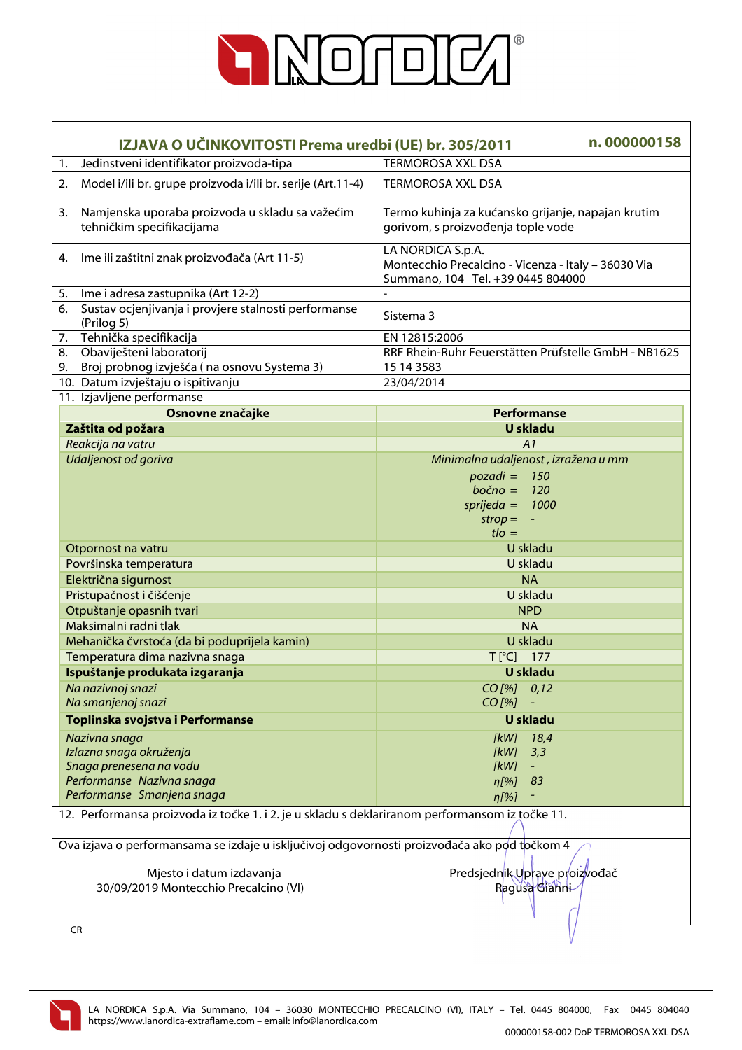# LA NORDICA

| IZJAVA O UČINKOVITOSTI Prema uredbi (UE) br. 305/2011 | n. 000000158 |
|---|---|
| 1. Jedinstveni identifikator proizvoda-tipa | TERMOROSA XXL DSA |
| 2. Model i/ili br. grupe proizvoda i/ili br. serije (Art.11-4) | TERMOROSA XXL DSA |
| 3. Namjenska uporaba proizvoda u skladu sa važećim tehničkim specifikacijama | Termo kuhinja za kućansko grijanje, napajan krutim gorivom, s proizvođenja tople vode |
| 4. Ime ili zaštitni znak proizvođača (Art 11-5) | LA NORDICA S.p.A. Montecchio Precalcino - Vicenza - Italy – 36030 Via Summano, 104 Tel. +39 0445 804000 |
| 5. Ime i adresa zastupnika (Art 12-2) | - |
| 6. Sustav ocjenjivanja i provjere stalnosti performanse (Prilog 5) | Sistema 3 |
| 7. Tehnička specifikacija | EN 12815:2006 |
| 8. Obaviješteni laboratorij | RRF Rhein-Ruhr Feuerstätten Prüfstelle GmbH - NB1625 |
| 9. Broj probnog izvješća ( na osnovu Systema 3) | 15 14 3583 |
| 10. Datum izvještaju o ispitivanju | 23/04/2014 |
| 11. Izjavljene performanse | |

| Osnovne značajke | Performanse |
|---|---|
| **Zaštita od požara** | **U skladu** |
| *Reakcija na vatru* | *A1* |
| *Udaljenost od goriva* | *Minimalna udaljenost , izražena u mm*<br>*pozadi =* 150<br>*bočno =* 120<br>*sprijeda =* 1000<br>*strop =* -<br>*tlo =* |
| Otpornost na vatru | U skladu |
| Površinska temperatura | U skladu |
| Električna sigurnost | NA |
| Pristupačnost i čišćenje | U skladu |
| Otpuštanje opasnih tvari | NPD |
| Maksimalni radni tlak | NA |
| Mehanička čvrstoća (da bi poduprijela kamin) | U skladu |
| Temperatura dima nazivna snaga | T [°C] 177 |
| **Ispuštanje produkata izgaranja** | **U skladu** |
| *Na nazivnoj snazi*<br>*Na smanjenoj snazi* | *CO [%]* 0,12<br>*CO [%]* - |
| **Toplinska svojstva i Performanse** | **U skladu** |
| *Nazivna snaga*<br>*Izlazna snaga okruženja*<br>*Snaga prenesena na vodu*<br>*Performanse Nazivna snaga*<br>*Performanse Smanjena snaga* | *[kW]* 18,4<br>*[kW]* 3,3<br>*[kW]* -<br>*η[%]* 83<br>*η[%]* - |

12. Performansa proizvoda iz točke 1. i 2. je u skladu s deklariranom performansom iz točke 11.

Ova izjava o performansama se izdaje u isključivoj odgovornosti proizvođača ako pod točkom 4

Mjesto i datum izdavanja
30/09/2019 Montecchio Precalcino (VI)

Predsjednik Uprave proizvođač
Ragusa Gianni

CR

LA NORDICA S.p.A. Via Summano, 104 – 36030 MONTECCHIO PRECALCINO (VI), ITALY – Tel. 0445 804000, Fax 0445 804040
https://www.lanordica-extraflame.com – email: info@lanordica.com

000000158-002 DoP TERMOROSA XXL DSA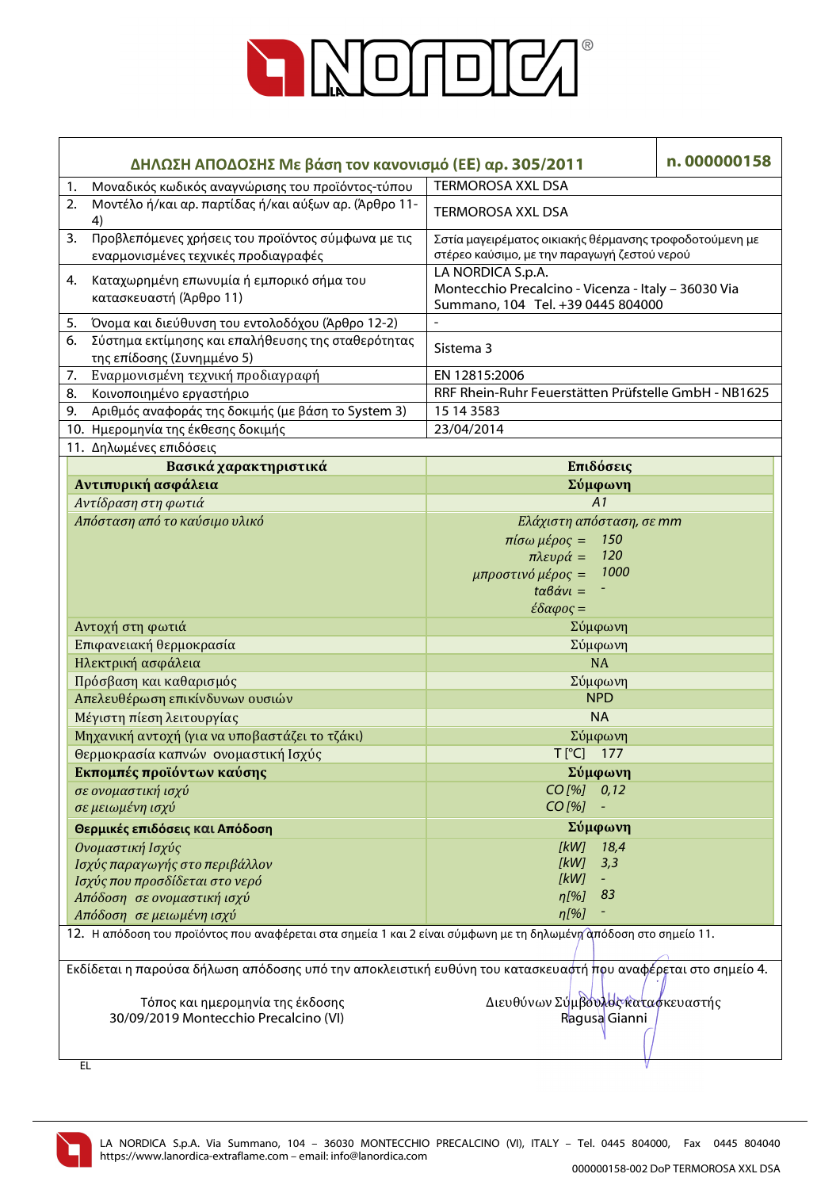| ΔΗΛΩΣΗ ΑΠΟΔΟΣΗΣ Με βάση τον κανονισμό (ΕΕ) αρ. 305/2011 | n. 000000158 |
|---|---|
| 1. Μοναδικός κωδικός αναγνώρισης του προϊόντος-τύπου | TERMOROSA XXL DSA |
| 2. Μοντέλο ή/και αρ. παρτίδας ή/και αύξων αρ. (Άρθρο 11-4) | TERMOROSA XXL DSA |
| 3. Προβλεπόμενες χρήσεις του προϊόντος σύμφωνα με τις εναρμονισμένες τεχνικές προδιαγραφές | Σστία μαγειρέματος οικιακής θέρμανσης τροφοδοτούμενη με στέρεο καύσιμο, με την παραγωγή ζεστού νερού |
| 4. Καταχωρημένη επωνυμία ή εμπορικό σήμα του κατασκευαστή (Άρθρο 11) | LA NORDICA S.p.A. Montecchio Precalcino - Vicenza - Italy – 36030 Via Summano, 104 Tel. +39 0445 804000 |
| 5. Όνομα και διεύθυνση του εντολοδόχου (Άρθρο 12-2) | - |
| 6. Σύστημα εκτίμησης και επαλήθευσης της σταθερότητας της επίδοσης (Συνημμένο 5) | Sistema 3 |
| 7. Εναρμονισμένη τεχνική προδιαγραφή | EN 12815:2006 |
| 8. Κοινοποιημένο εργαστήριο | RRF Rhein-Ruhr Feuerstätten Prüfstelle GmbH - NB1625 |
| 9. Αριθμός αναφοράς της δοκιμής (με βάση το System 3) | 15 14 3583 |
| 10. Ημερομηνία της έκθεσης δοκιμής | 23/04/2014 |

11. Δηλωμένες επιδόσεις

| Βασικά χαρακτηριστικά | Επιδόσεις |
|---|---|
| **Αντιπυρική ασφάλεια** | **Σύμφωνη** |
| *Αντίδραση στη φωτιά* | *A1* |
| *Απόσταση από το καύσιμο υλικό* | *Ελάχιστη απόσταση, σε mm*<br>*πίσω μέρος =* 150<br>*πλευρά =* 120<br>*μπροστινό μέρος =* 1000<br>*ταβάνι =* -<br>*έδαφος =* |
| Αντοχή στη φωτιά | Σύμφωνη |
| Επιφανειακή θερμοκρασία | Σύμφωνη |
| Ηλεκτρική ασφάλεια | NA |
| Πρόσβαση και καθαρισμός | Σύμφωνη |
| Απελευθέρωση επικίνδυνων ουσιών | NPD |
| Μέγιστη πίεση λειτουργίας | NA |
| Μηχανική αντοχή (για να υποβαστάζει το τζάκι) | Σύμφωνη |
| Θερμοκρασία καπνών ονομαστική Ισχύς | T [°C] 177 |
| **Εκπομπές προϊόντων καύσης** | **Σύμφωνη** |
| *σε ονομαστική ισχύ* | *CO [%]* 0,12 |
| *σε μειωμένη ισχύ* | *CO [%]* - |
| **Θερμικές επιδόσεις και Απόδοση** | **Σύμφωνη** |
| *Ονομαστική Ισχύς* | *[kW]* 18,4 |
| *Ισχύς παραγωγής στο περιβάλλον* | *[kW]* 3,3 |
| *Ισχύς που προσδίδεται στο νερό* | *[kW]* - |
| *Απόδοση σε ονομαστική ισχύ* | *η[%]* 83 |
| *Απόδοση σε μειωμένη ισχύ* | *η[%]* - |

12. Η απόδοση του προϊόντος που αναφέρεται στα σημεία 1 και 2 είναι σύμφωνη με τη δηλωμένη απόδοση στο σημείο 11.

Εκδίδεται η παρούσα δήλωση απόδοσης υπό την αποκλειστική ευθύνη του κατασκευαστή που αναφέρεται στο σημείο 4.

Τόπος και ημερομηνία της έκδοσης
30/09/2019 Montecchio Precalcino (VI)

Διευθύνων Σύμβουλος κατασκευαστής
Ragusa Gianni

EL

LA NORDICA S.p.A. Via Summano, 104 – 36030 MONTECCHIO PRECALCINO (VI), ITALY – Tel. 0445 804000, Fax 0445 804040
https://www.lanordica-extraflame.com – email: info@lanordica.com

000000158-002 DoP TERMOROSA XXL DSA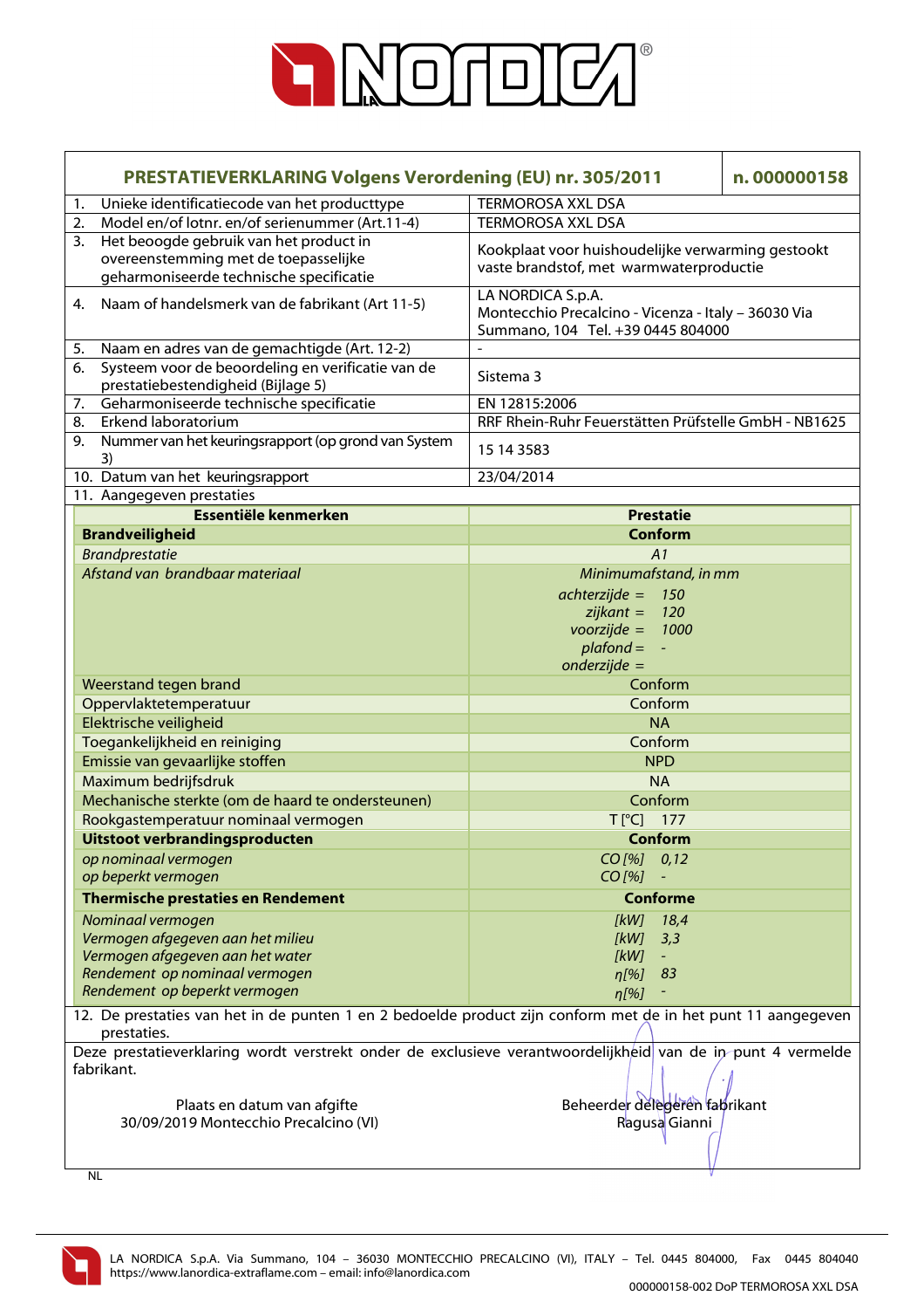# PRESTATIEVERKLARING Volgens Verordening (EU) nr. 305/2011 — n. 000000158

| | |
|---|---|
| 1. Unieke identificatiecode van het producttype | TERMOROSA XXL DSA |
| 2. Model en/of lotnr. en/of serienummer (Art.11-4) | TERMOROSA XXL DSA |
| 3. Het beoogde gebruik van het product in overeenstemming met de toepasselijke geharmoniseerde technische specificatie | Kookplaat voor huishoudelijke verwarming gestookt vaste brandstof, met warmwaterproductie |
| 4. Naam of handelsmerk van de fabrikant (Art 11-5) | LA NORDICA S.p.A. Montecchio Precalcino - Vicenza - Italy – 36030 Via Summano, 104 Tel. +39 0445 804000 |
| 5. Naam en adres van de gemachtigde (Art. 12-2) | - |
| 6. Systeem voor de beoordeling en verificatie van de prestatiebestendigheid (Bijlage 5) | Sistema 3 |
| 7. Geharmoniseerde technische specificatie | EN 12815:2006 |
| 8. Erkend laboratorium | RRF Rhein-Ruhr Feuerstätten Prüfstelle GmbH - NB1625 |
| 9. Nummer van het keuringsrapport (op grond van System 3) | 15 14 3583 |
| 10. Datum van het keuringsrapport | 23/04/2014 |

11. Aangegeven prestaties

| Essentiële kenmerken | Prestatie |
|---|---|
| **Brandveiligheid** | **Conform** |
| *Brandprestatie* | *A1* |
| *Afstand van brandbaar materiaal* | *Minimumafstand, in mm*<br>*achterzijde = 150*<br>*zijkant = 120*<br>*voorzijde = 1000*<br>*plafond = -*<br>*onderzijde =* |
| Weerstand tegen brand | Conform |
| Oppervlaktetemperatuur | Conform |
| Elektrische veiligheid | NA |
| Toegankelijkheid en reiniging | Conform |
| Emissie van gevaarlijke stoffen | NPD |
| Maximum bedrijfsdruk | NA |
| Mechanische sterkte (om de haard te ondersteunen) | Conform |
| Rookgastemperatuur nominaal vermogen | T [°C] 177 |
| **Uitstoot verbrandingsproducten** | **Conform** |
| *op nominaal vermogen* | *CO [%] 0,12* |
| *op beperkt vermogen* | *CO [%] -* |
| **Thermische prestaties en Rendement** | **Conforme** |
| *Nominaal vermogen* | *[kW] 18,4* |
| *Vermogen afgegeven aan het milieu* | *[kW] 3,3* |
| *Vermogen afgegeven aan het water* | *[kW] -* |
| *Rendement op nominaal vermogen* | *η[%] 83* |
| *Rendement op beperkt vermogen* | *η[%] -* |

12. De prestaties van het in de punten 1 en 2 bedoelde product zijn conform met de in het punt 11 aangegeven prestaties.

Deze prestatieverklaring wordt verstrekt onder de exclusieve verantwoordelijkheid van de in punt 4 vermelde fabrikant.

Plaats en datum van afgifte
30/09/2019 Montecchio Precalcino (VI)

Beheerder delegeren fabrikant
Ragusa Gianni

NL

LA NORDICA S.p.A. Via Summano, 104 – 36030 MONTECCHIO PRECALCINO (VI), ITALY – Tel. 0445 804000, Fax 0445 804040
https://www.lanordica-extraflame.com – email: info@lanordica.com

000000158-002 DoP TERMOROSA XXL DSA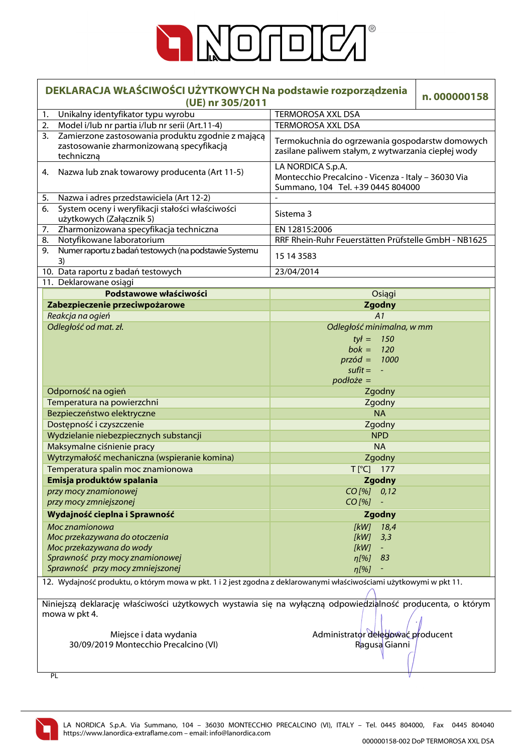| DEKLARACJA WŁAŚCIWOŚCI UŻYTKOWYCH Na podstawie rozporządzenia (UE) nr 305/2011 | n. 000000158 |
|---|---|
| 1. Unikalny identyfikator typu wyrobu | TERMOROSA XXL DSA |
| 2. Model i/lub nr partia i/lub nr serii (Art.11-4) | TERMOROSA XXL DSA |
| 3. Zamierzone zastosowania produktu zgodnie z mającą zastosowanie zharmonizowaną specyfikacją techniczną | Termokuchnia do ogrzewania gospodarstw domowych zasilane paliwem stałym, z wytwarzania ciepłej wody |
| 4. Nazwa lub znak towarowy producenta (Art 11-5) | LA NORDICA S.p.A. Montecchio Precalcino - Vicenza - Italy – 36030 Via Summano, 104 Tel. +39 0445 804000 |
| 5. Nazwa i adres przedstawiciela (Art 12-2) | - |
| 6. System oceny i weryfikacji stałości właściwości użytkowych (Załącznik 5) | Sistema 3 |
| 7. Zharmonizowana specyfikacja techniczna | EN 12815:2006 |
| 8. Notyfikowane laboratorium | RRF Rhein-Ruhr Feuerstätten Prüfstelle GmbH - NB1625 |
| 9. Numer raportu z badań testowych (na podstawie Systemu 3) | 15 14 3583 |
| 10. Data raportu z badań testowych | 23/04/2014 |
| 11. Deklarowane osiągi | |

| Podstawowe właściwości | Osiągi |
|---|---|
| **Zabezpieczenie przeciwpożarowe** | **Zgodny** |
| *Reakcja na ogień* | *A1* |
| *Odległość od mat. zł.* | *Odległość minimalna, w mm*<br>*tył = 150*<br>*bok = 120*<br>*przód = 1000*<br>*sufit = -*<br>*podłoże =* |
| Odporność na ogień | Zgodny |
| Temperatura na powierzchni | Zgodny |
| Bezpieczeństwo elektryczne | NA |
| Dostępność i czyszczenie | Zgodny |
| Wydzielanie niebezpiecznych substancji | NPD |
| Maksymalne ciśnienie pracy | NA |
| Wytrzymałość mechaniczna (wspieranie komina) | Zgodny |
| Temperatura spalin moc znamionowa | T [°C] 177 |
| **Emisja produktów spalania** | **Zgodny** |
| *przy mocy znamionowej* | *CO [%] 0,12* |
| *przy mocy zmniejszonej* | *CO [%] -* |
| **Wydajność cieplna i Sprawność** | **Zgodny** |
| *Moc znamionowa* | *[kW] 18,4* |
| *Moc przekazywana do otoczenia* | *[kW] 3,3* |
| *Moc przekazywana do wody* | *[kW] -* |
| *Sprawność przy mocy znamionowej* | *η[%] 83* |
| *Sprawność przy mocy zmniejszonej* | *η[%] -* |

12. Wydajność produktu, o którym mowa w pkt. 1 i 2 jest zgodna z deklarowanymi właściwościami użytkowymi w pkt 11.

Niniejszą deklarację właściwości użytkowych wystawia się na wyłączną odpowiedzialność producenta, o którym mowa w pkt 4.

Miejsce i data wydania
30/09/2019 Montecchio Precalcino (VI)

Administrator delegować producent
Ragusa Gianni

PL

LA NORDICA S.p.A. Via Summano, 104 – 36030 MONTECCHIO PRECALCINO (VI), ITALY - Tel. 0445 804000, Fax 0445 804040
https://www.lanordica-extraflame.com – email: info@lanordica.com

000000158-002 DoP TERMOROSA XXL DSA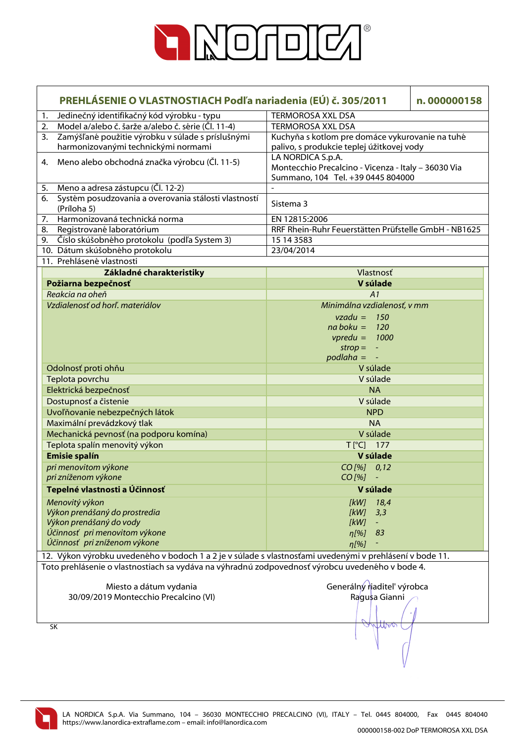| PREHLÁSENIE O VLASTNOSTIACH Podľa nariadenia (EÚ) č. 305/2011 | n. 000000158 |
|---|---|
| 1. Jedinečný identifikačný kód výrobku - typu | TERMOROSA XXL DSA |
| 2. Model a/alebo č. šarže a/alebo č. série (Čl. 11-4) | TERMOROSA XXL DSA |
| 3. Zamýšľané použitie výrobku v súlade s príslušnými harmonizovanými technickými normami | Kuchyňa s kotlom pre domáce vykurovanie na tuhé palivo, s produkcie teplej úžitkovej vody |
| 4. Meno alebo obchodná značka výrobcu (Čl. 11-5) | LA NORDICA S.p.A. Montecchio Precalcino - Vicenza - Italy – 36030 Via Summano, 104 Tel. +39 0445 804000 |
| 5. Meno a adresa zástupcu (Čl. 12-2) | - |
| 6. Systém posudzovania a overovania stálosti vlastností (Príloha 5) | Sistema 3 |
| 7. Harmonizovaná technická norma | EN 12815:2006 |
| 8. Registrované laboratórium | RRF Rhein-Ruhr Feuerstätten Prüfstelle GmbH - NB1625 |
| 9. Číslo skúšobného protokolu (podľa System 3) | 15 14 3583 |
| 10. Dátum skúšobného protokolu | 23/04/2014 |
| 11. Prehlásené vlastnosti | |

| Základné charakteristiky | Vlastnosť |
|---|---|
| **Požiarna bezpečnosť** | **V súlade** |
| *Reakcia na oheň* | *A1* |
| *Vzdialenosť od horľ. materiálov* | *Minimálna vzdialenosť, v mm*<br>*vzadu =* 150<br>*na boku =* 120<br>*vpredu =* 1000<br>*strop =* -<br>*podlaha =* - |
| Odolnosť proti ohňu | V súlade |
| Teplota povrchu | V súlade |
| Elektrická bezpečnosť | NA |
| Dostupnosť a čistenie | V súlade |
| Uvoľňovanie nebezpečných látok | NPD |
| Maximální prevádzkový tlak | NA |
| Mechanická pevnosť (na podporu komína) | V súlade |
| Teplota spalín menovitý výkon | T [°C] 177 |
| **Emisie spalín** | **V súlade** |
| *pri menovitom výkone*<br>*pri zníženom výkone* | *CO [%]* 0,12<br>*CO [%]* - |
| **Tepelné vlastnosti a Účinnosť** | **V súlade** |
| *Menovitý výkon*<br>*Výkon prenášaný do prostredia*<br>*Výkon prenášaný do vody*<br>*Účinnosť pri menovitom výkone*<br>*Účinnosť pri zníženom výkone* | *[kW]* 18,4<br>*[kW]* 3,3<br>*[kW]* -<br>*η[%]* 83<br>*η[%]* - |

12. Výkon výrobku uvedeného v bodoch 1 a 2 je v súlade s vlastnosťami uvedenými v prehlásení v bode 11.

Toto prehlásenie o vlastnostiach sa vydáva na výhradnú zodpovednosť výrobcu uvedeného v bode 4.

Miesto a dátum vydania
30/09/2019 Montecchio Precalcino (VI)

Generálny riaditeľ výrobca
Ragusa Gianni

SK

LA NORDICA S.p.A. Via Summano, 104 – 36030 MONTECCHIO PRECALCINO (VI), ITALY - Tel. 0445 804000, Fax 0445 804040
https://www.lanordica-extraflame.com – email: info@lanordica.com

000000158-002 DoP TERMOROSA XXL DSA